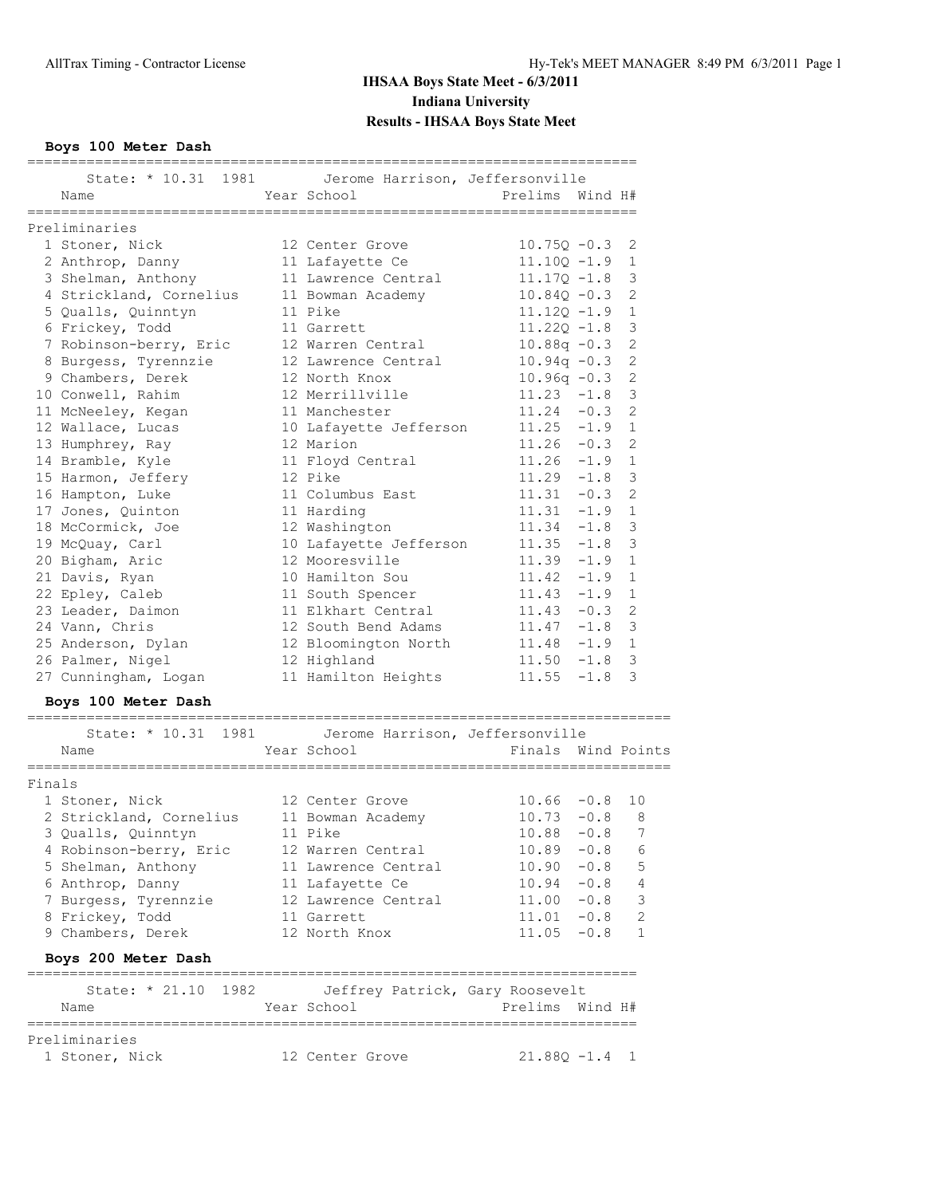# IHSAA Boys State Meet - 6/3/2011
## Indiana University
## Results - IHSAA Boys State Meet

### Boys 100 Meter Dash

State: * 10.31 1981 Jerome Harrison, Jeffersonville

**Preliminaries**

| | Name | Year | School | Prelims | Wind | H# |
|---|---|---|---|---|---|---|
| 1 | Stoner, Nick | 12 | Center Grove | 10.75Q | -0.3 | 2 |
| 2 | Anthrop, Danny | 11 | Lafayette Ce | 11.10Q | -1.9 | 1 |
| 3 | Shelman, Anthony | 11 | Lawrence Central | 11.17Q | -1.8 | 3 |
| 4 | Strickland, Cornelius | 11 | Bowman Academy | 10.84Q | -0.3 | 2 |
| 5 | Qualls, Quinntyn | 11 | Pike | 11.12Q | -1.9 | 1 |
| 6 | Frickey, Todd | 11 | Garrett | 11.22Q | -1.8 | 3 |
| 7 | Robinson-berry, Eric | 12 | Warren Central | 10.88q | -0.3 | 2 |
| 8 | Burgess, Tyrennzie | 12 | Lawrence Central | 10.94q | -0.3 | 2 |
| 9 | Chambers, Derek | 12 | North Knox | 10.96q | -0.3 | 2 |
| 10 | Conwell, Rahim | 12 | Merrillville | 11.23 | -1.8 | 3 |
| 11 | McNeeley, Kegan | 11 | Manchester | 11.24 | -0.3 | 2 |
| 12 | Wallace, Lucas | 10 | Lafayette Jefferson | 11.25 | -1.9 | 1 |
| 13 | Humphrey, Ray | 12 | Marion | 11.26 | -0.3 | 2 |
| 14 | Bramble, Kyle | 11 | Floyd Central | 11.26 | -1.9 | 1 |
| 15 | Harmon, Jeffery | 12 | Pike | 11.29 | -1.8 | 3 |
| 16 | Hampton, Luke | 11 | Columbus East | 11.31 | -0.3 | 2 |
| 17 | Jones, Quinton | 11 | Harding | 11.31 | -1.9 | 1 |
| 18 | McCormick, Joe | 12 | Washington | 11.34 | -1.8 | 3 |
| 19 | McQuay, Carl | 10 | Lafayette Jefferson | 11.35 | -1.8 | 3 |
| 20 | Bigham, Aric | 12 | Mooresville | 11.39 | -1.9 | 1 |
| 21 | Davis, Ryan | 10 | Hamilton Sou | 11.42 | -1.9 | 1 |
| 22 | Epley, Caleb | 11 | South Spencer | 11.43 | -1.9 | 1 |
| 23 | Leader, Daimon | 11 | Elkhart Central | 11.43 | -0.3 | 2 |
| 24 | Vann, Chris | 12 | South Bend Adams | 11.47 | -1.8 | 3 |
| 25 | Anderson, Dylan | 12 | Bloomington North | 11.48 | -1.9 | 1 |
| 26 | Palmer, Nigel | 12 | Highland | 11.50 | -1.8 | 3 |
| 27 | Cunningham, Logan | 11 | Hamilton Heights | 11.55 | -1.8 | 3 |

### Boys 100 Meter Dash

State: * 10.31 1981 Jerome Harrison, Jeffersonville

**Finals**

| | Name | Year | School | Finals | Wind | Points |
|---|---|---|---|---|---|---|
| 1 | Stoner, Nick | 12 | Center Grove | 10.66 | -0.8 | 10 |
| 2 | Strickland, Cornelius | 11 | Bowman Academy | 10.73 | -0.8 | 8 |
| 3 | Qualls, Quinntyn | 11 | Pike | 10.88 | -0.8 | 7 |
| 4 | Robinson-berry, Eric | 12 | Warren Central | 10.89 | -0.8 | 6 |
| 5 | Shelman, Anthony | 11 | Lawrence Central | 10.90 | -0.8 | 5 |
| 6 | Anthrop, Danny | 11 | Lafayette Ce | 10.94 | -0.8 | 4 |
| 7 | Burgess, Tyrennzie | 12 | Lawrence Central | 11.00 | -0.8 | 3 |
| 8 | Frickey, Todd | 11 | Garrett | 11.01 | -0.8 | 2 |
| 9 | Chambers, Derek | 12 | North Knox | 11.05 | -0.8 | 1 |

### Boys 200 Meter Dash

State: * 21.10 1982 Jeffrey Patrick, Gary Roosevelt

**Preliminaries**

| | Name | Year | School | Prelims | Wind | H# |
|---|---|---|---|---|---|---|
| 1 | Stoner, Nick | 12 | Center Grove | 21.88Q | -1.4 | 1 |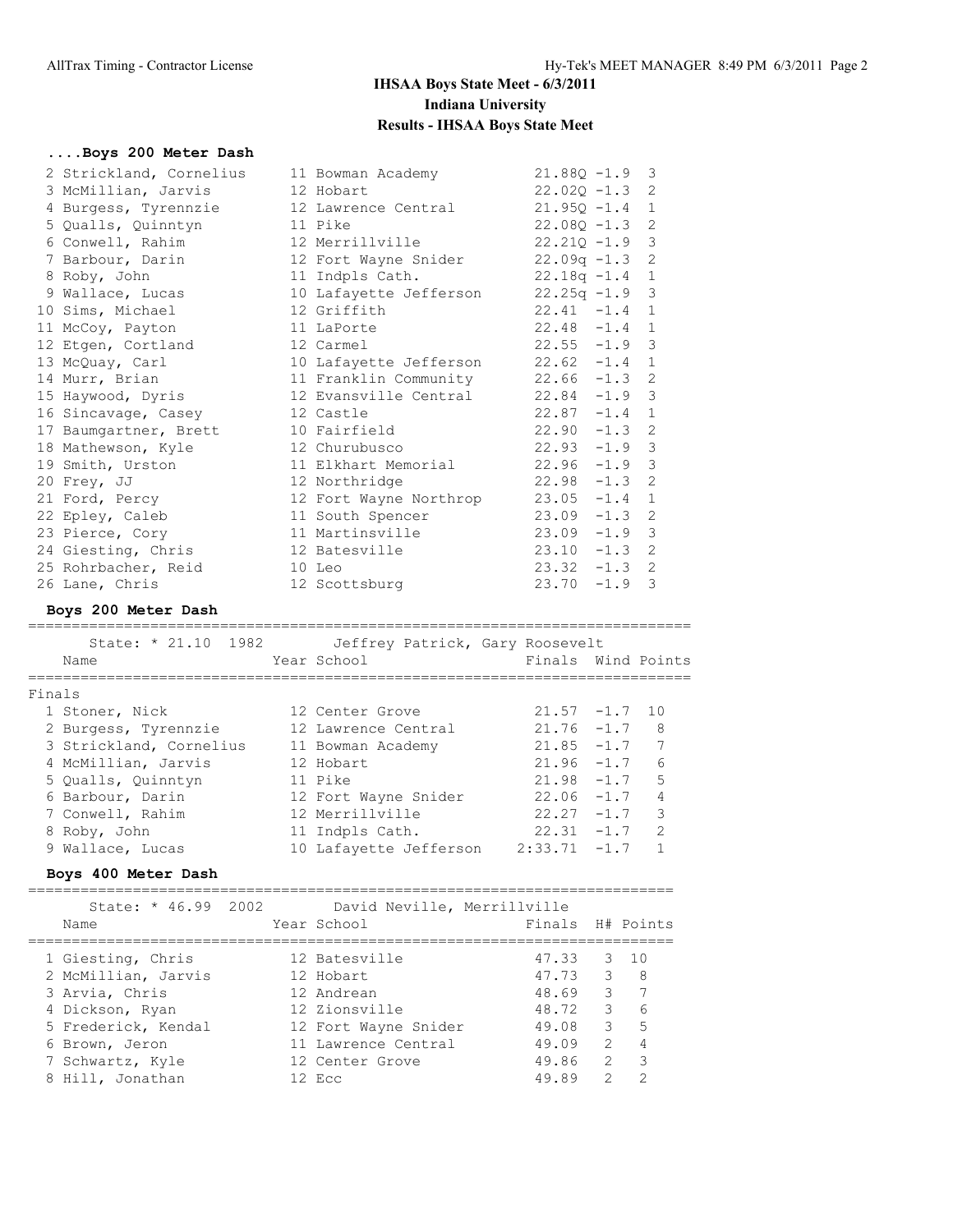# IHSAA Boys State Meet - 6/3/2011

## Indiana University

## Results - IHSAA Boys State Meet

### ....Boys 200 Meter Dash

| | Name | Year | School | Prelims | Wind | H# |
|---|---|---|---|---|---|---|
| 2 | Strickland, Cornelius | 11 | Bowman Academy | 21.88Q | -1.9 | 3 |
| 3 | McMillian, Jarvis | 12 | Hobart | 22.02Q | -1.3 | 2 |
| 4 | Burgess, Tyrennzie | 12 | Lawrence Central | 21.95Q | -1.4 | 1 |
| 5 | Qualls, Quinntyn | 11 | Pike | 22.08Q | -1.3 | 2 |
| 6 | Conwell, Rahim | 12 | Merrillville | 22.21Q | -1.9 | 3 |
| 7 | Barbour, Darin | 12 | Fort Wayne Snider | 22.09q | -1.3 | 2 |
| 8 | Roby, John | 11 | Indpls Cath. | 22.18q | -1.4 | 1 |
| 9 | Wallace, Lucas | 10 | Lafayette Jefferson | 22.25q | -1.9 | 3 |
| 10 | Sims, Michael | 12 | Griffith | 22.41 | -1.4 | 1 |
| 11 | McCoy, Payton | 11 | LaPorte | 22.48 | -1.4 | 1 |
| 12 | Etgen, Cortland | 12 | Carmel | 22.55 | -1.9 | 3 |
| 13 | McQuay, Carl | 10 | Lafayette Jefferson | 22.62 | -1.4 | 1 |
| 14 | Murr, Brian | 11 | Franklin Community | 22.66 | -1.3 | 2 |
| 15 | Haywood, Dyris | 12 | Evansville Central | 22.84 | -1.9 | 3 |
| 16 | Sincavage, Casey | 12 | Castle | 22.87 | -1.4 | 1 |
| 17 | Baumgartner, Brett | 10 | Fairfield | 22.90 | -1.3 | 2 |
| 18 | Mathewson, Kyle | 12 | Churubusco | 22.93 | -1.9 | 3 |
| 19 | Smith, Urston | 11 | Elkhart Memorial | 22.96 | -1.9 | 3 |
| 20 | Frey, JJ | 12 | Northridge | 22.98 | -1.3 | 2 |
| 21 | Ford, Percy | 12 | Fort Wayne Northrop | 23.05 | -1.4 | 1 |
| 22 | Epley, Caleb | 11 | South Spencer | 23.09 | -1.3 | 2 |
| 23 | Pierce, Cory | 11 | Martinsville | 23.09 | -1.9 | 3 |
| 24 | Giesting, Chris | 12 | Batesville | 23.10 | -1.3 | 2 |
| 25 | Rohrbacher, Reid | 10 | Leo | 23.32 | -1.3 | 2 |
| 26 | Lane, Chris | 12 | Scottsburg | 23.70 | -1.9 | 3 |

### Boys 200 Meter Dash

State: * 21.10 1982 Jeffrey Patrick, Gary Roosevelt

Finals

| | Name | Year | School | Finals | Wind | Points |
|---|---|---|---|---|---|---|
| 1 | Stoner, Nick | 12 | Center Grove | 21.57 | -1.7 | 10 |
| 2 | Burgess, Tyrennzie | 12 | Lawrence Central | 21.76 | -1.7 | 8 |
| 3 | Strickland, Cornelius | 11 | Bowman Academy | 21.85 | -1.7 | 7 |
| 4 | McMillian, Jarvis | 12 | Hobart | 21.96 | -1.7 | 6 |
| 5 | Qualls, Quinntyn | 11 | Pike | 21.98 | -1.7 | 5 |
| 6 | Barbour, Darin | 12 | Fort Wayne Snider | 22.06 | -1.7 | 4 |
| 7 | Conwell, Rahim | 12 | Merrillville | 22.27 | -1.7 | 3 |
| 8 | Roby, John | 11 | Indpls Cath. | 22.31 | -1.7 | 2 |
| 9 | Wallace, Lucas | 10 | Lafayette Jefferson | 2:33.71 | -1.7 | 1 |

### Boys 400 Meter Dash

State: * 46.99 2002 David Neville, Merrillville

| | Name | Year | School | Finals | H# | Points |
|---|---|---|---|---|---|---|
| 1 | Giesting, Chris | 12 | Batesville | 47.33 | 3 | 10 |
| 2 | McMillian, Jarvis | 12 | Hobart | 47.73 | 3 | 8 |
| 3 | Arvia, Chris | 12 | Andrean | 48.69 | 3 | 7 |
| 4 | Dickson, Ryan | 12 | Zionsville | 48.72 | 3 | 6 |
| 5 | Frederick, Kendal | 12 | Fort Wayne Snider | 49.08 | 3 | 5 |
| 6 | Brown, Jeron | 11 | Lawrence Central | 49.09 | 2 | 4 |
| 7 | Schwartz, Kyle | 12 | Center Grove | 49.86 | 2 | 3 |
| 8 | Hill, Jonathan | 12 | Ecc | 49.89 | 2 | 2 |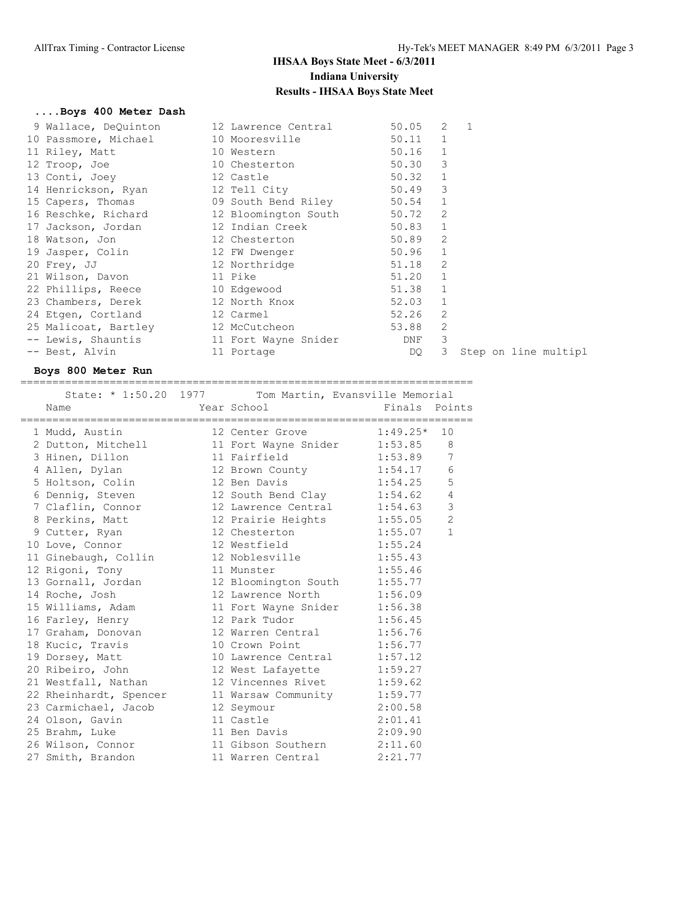## IHSAA Boys State Meet - 6/3/2011

### Indiana University

### Results - IHSAA Boys State Meet

#### ....Boys 400 Meter Dash

| Place | Name | Year | School | Finals | H# | Points |
|---|---|---|---|---|---|---|
| 9 | Wallace, DeQuinton | 12 | Lawrence Central | 50.05 | 2 | 1 |
| 10 | Passmore, Michael | 10 | Mooresville | 50.11 | 1 | |
| 11 | Riley, Matt | 10 | Western | 50.16 | 1 | |
| 12 | Troop, Joe | 10 | Chesterton | 50.30 | 3 | |
| 13 | Conti, Joey | 12 | Castle | 50.32 | 1 | |
| 14 | Henrickson, Ryan | 12 | Tell City | 50.49 | 3 | |
| 15 | Capers, Thomas | 09 | South Bend Riley | 50.54 | 1 | |
| 16 | Reschke, Richard | 12 | Bloomington South | 50.72 | 2 | |
| 17 | Jackson, Jordan | 12 | Indian Creek | 50.83 | 1 | |
| 18 | Watson, Jon | 12 | Chesterton | 50.89 | 2 | |
| 19 | Jasper, Colin | 12 | FW Dwenger | 50.96 | 1 | |
| 20 | Frey, JJ | 12 | Northridge | 51.18 | 2 | |
| 21 | Wilson, Davon | 11 | Pike | 51.20 | 1 | |
| 22 | Phillips, Reece | 10 | Edgewood | 51.38 | 1 | |
| 23 | Chambers, Derek | 12 | North Knox | 52.03 | 1 | |
| 24 | Etgen, Cortland | 12 | Carmel | 52.26 | 2 | |
| 25 | Malicoat, Bartley | 12 | McCutcheon | 53.88 | 2 | |
| -- | Lewis, Shauntis | 11 | Fort Wayne Snider | DNF | 3 | |
| -- | Best, Alvin | 11 | Portage | DQ | 3 | Step on line multipl |

#### Boys 800 Meter Run

State: * 1:50.20 1977 Tom Martin, Evansville Memorial

| Place | Name | Year | School | Finals | Points |
|---|---|---|---|---|---|
| 1 | Mudd, Austin | 12 | Center Grove | 1:49.25* | 10 |
| 2 | Dutton, Mitchell | 11 | Fort Wayne Snider | 1:53.85 | 8 |
| 3 | Hinen, Dillon | 11 | Fairfield | 1:53.89 | 7 |
| 4 | Allen, Dylan | 12 | Brown County | 1:54.17 | 6 |
| 5 | Holtson, Colin | 12 | Ben Davis | 1:54.25 | 5 |
| 6 | Dennig, Steven | 12 | South Bend Clay | 1:54.62 | 4 |
| 7 | Claflin, Connor | 12 | Lawrence Central | 1:54.63 | 3 |
| 8 | Perkins, Matt | 12 | Prairie Heights | 1:55.05 | 2 |
| 9 | Cutter, Ryan | 12 | Chesterton | 1:55.07 | 1 |
| 10 | Love, Connor | 12 | Westfield | 1:55.24 | |
| 11 | Ginebaugh, Collin | 12 | Noblesville | 1:55.43 | |
| 12 | Rigoni, Tony | 11 | Munster | 1:55.46 | |
| 13 | Gornall, Jordan | 12 | Bloomington South | 1:55.77 | |
| 14 | Roche, Josh | 12 | Lawrence North | 1:56.09 | |
| 15 | Williams, Adam | 11 | Fort Wayne Snider | 1:56.38 | |
| 16 | Farley, Henry | 12 | Park Tudor | 1:56.45 | |
| 17 | Graham, Donovan | 12 | Warren Central | 1:56.76 | |
| 18 | Kucic, Travis | 10 | Crown Point | 1:56.77 | |
| 19 | Dorsey, Matt | 10 | Lawrence Central | 1:57.12 | |
| 20 | Ribeiro, John | 12 | West Lafayette | 1:59.27 | |
| 21 | Westfall, Nathan | 12 | Vincennes Rivet | 1:59.62 | |
| 22 | Rheinhardt, Spencer | 11 | Warsaw Community | 1:59.77 | |
| 23 | Carmichael, Jacob | 12 | Seymour | 2:00.58 | |
| 24 | Olson, Gavin | 11 | Castle | 2:01.41 | |
| 25 | Brahm, Luke | 11 | Ben Davis | 2:09.90 | |
| 26 | Wilson, Connor | 11 | Gibson Southern | 2:11.60 | |
| 27 | Smith, Brandon | 11 | Warren Central | 2:21.77 | |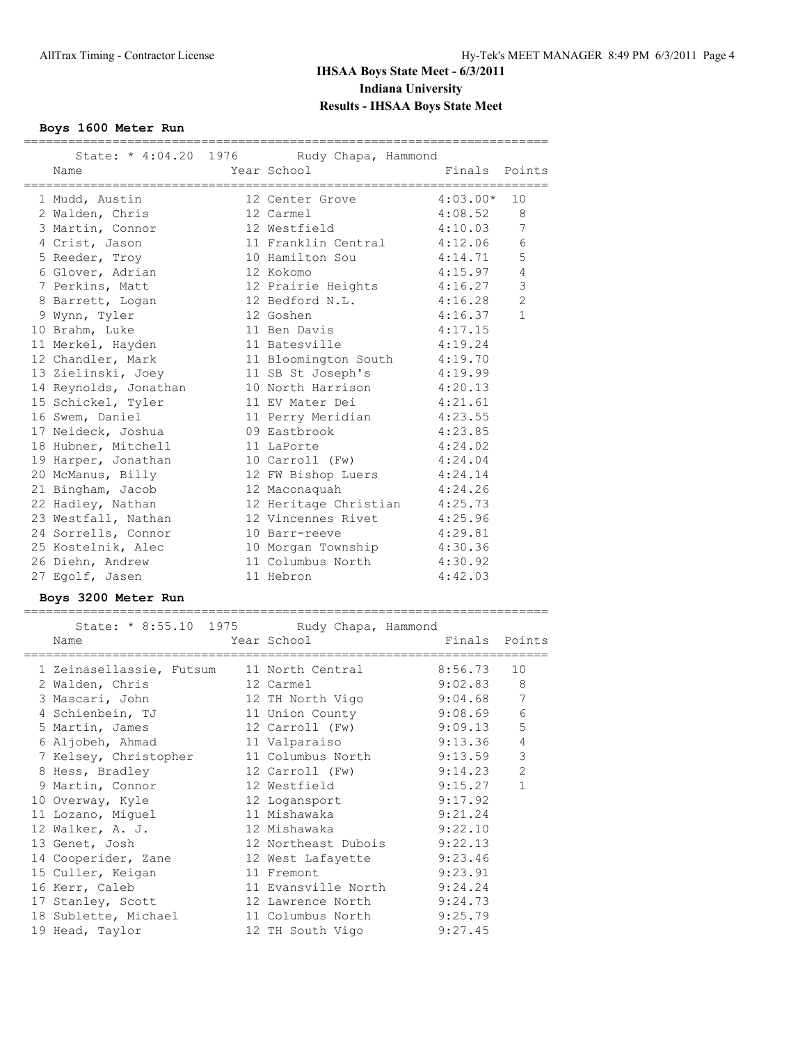# IHSAA Boys State Meet - 6/3/2011
## Indiana University
## Results - IHSAA Boys State Meet

### Boys 1600 Meter Run

State: * 4:04.20 1976 Rudy Chapa, Hammond

| | Name | Year | School | Finals | Points |
|---|---|---|---|---|---|
| 1 | Mudd, Austin | 12 | Center Grove | 4:03.00* | 10 |
| 2 | Walden, Chris | 12 | Carmel | 4:08.52 | 8 |
| 3 | Martin, Connor | 12 | Westfield | 4:10.03 | 7 |
| 4 | Crist, Jason | 11 | Franklin Central | 4:12.06 | 6 |
| 5 | Reeder, Troy | 10 | Hamilton Sou | 4:14.71 | 5 |
| 6 | Glover, Adrian | 12 | Kokomo | 4:15.97 | 4 |
| 7 | Perkins, Matt | 12 | Prairie Heights | 4:16.27 | 3 |
| 8 | Barrett, Logan | 12 | Bedford N.L. | 4:16.28 | 2 |
| 9 | Wynn, Tyler | 12 | Goshen | 4:16.37 | 1 |
| 10 | Brahm, Luke | 11 | Ben Davis | 4:17.15 | |
| 11 | Merkel, Hayden | 11 | Batesville | 4:19.24 | |
| 12 | Chandler, Mark | 11 | Bloomington South | 4:19.70 | |
| 13 | Zielinski, Joey | 11 | SB St Joseph's | 4:19.99 | |
| 14 | Reynolds, Jonathan | 10 | North Harrison | 4:20.13 | |
| 15 | Schickel, Tyler | 11 | EV Mater Dei | 4:21.61 | |
| 16 | Swem, Daniel | 11 | Perry Meridian | 4:23.55 | |
| 17 | Neideck, Joshua | 09 | Eastbrook | 4:23.85 | |
| 18 | Hubner, Mitchell | 11 | LaPorte | 4:24.02 | |
| 19 | Harper, Jonathan | 10 | Carroll (Fw) | 4:24.04 | |
| 20 | McManus, Billy | 12 | FW Bishop Luers | 4:24.14 | |
| 21 | Bingham, Jacob | 12 | Maconaquah | 4:24.26 | |
| 22 | Hadley, Nathan | 12 | Heritage Christian | 4:25.73 | |
| 23 | Westfall, Nathan | 12 | Vincennes Rivet | 4:25.96 | |
| 24 | Sorrells, Connor | 10 | Barr-reeve | 4:29.81 | |
| 25 | Kostelnik, Alec | 10 | Morgan Township | 4:30.36 | |
| 26 | Diehn, Andrew | 11 | Columbus North | 4:30.92 | |
| 27 | Egolf, Jasen | 11 | Hebron | 4:42.03 | |

### Boys 3200 Meter Run

State: * 8:55.10 1975 Rudy Chapa, Hammond

| | Name | Year | School | Finals | Points |
|---|---|---|---|---|---|
| 1 | Zeinasellassie, Futsum | 11 | North Central | 8:56.73 | 10 |
| 2 | Walden, Chris | 12 | Carmel | 9:02.83 | 8 |
| 3 | Mascari, John | 12 | TH North Vigo | 9:04.68 | 7 |
| 4 | Schienbein, TJ | 11 | Union County | 9:08.69 | 6 |
| 5 | Martin, James | 12 | Carroll (Fw) | 9:09.13 | 5 |
| 6 | Aljobeh, Ahmad | 11 | Valparaiso | 9:13.36 | 4 |
| 7 | Kelsey, Christopher | 11 | Columbus North | 9:13.59 | 3 |
| 8 | Hess, Bradley | 12 | Carroll (Fw) | 9:14.23 | 2 |
| 9 | Martin, Connor | 12 | Westfield | 9:15.27 | 1 |
| 10 | Overway, Kyle | 12 | Logansport | 9:17.92 | |
| 11 | Lozano, Miguel | 11 | Mishawaka | 9:21.24 | |
| 12 | Walker, A. J. | 12 | Mishawaka | 9:22.10 | |
| 13 | Genet, Josh | 12 | Northeast Dubois | 9:22.13 | |
| 14 | Cooperider, Zane | 12 | West Lafayette | 9:23.46 | |
| 15 | Culler, Keigan | 11 | Fremont | 9:23.91 | |
| 16 | Kerr, Caleb | 11 | Evansville North | 9:24.24 | |
| 17 | Stanley, Scott | 12 | Lawrence North | 9:24.73 | |
| 18 | Sublette, Michael | 11 | Columbus North | 9:25.79 | |
| 19 | Head, Taylor | 12 | TH South Vigo | 9:27.45 | |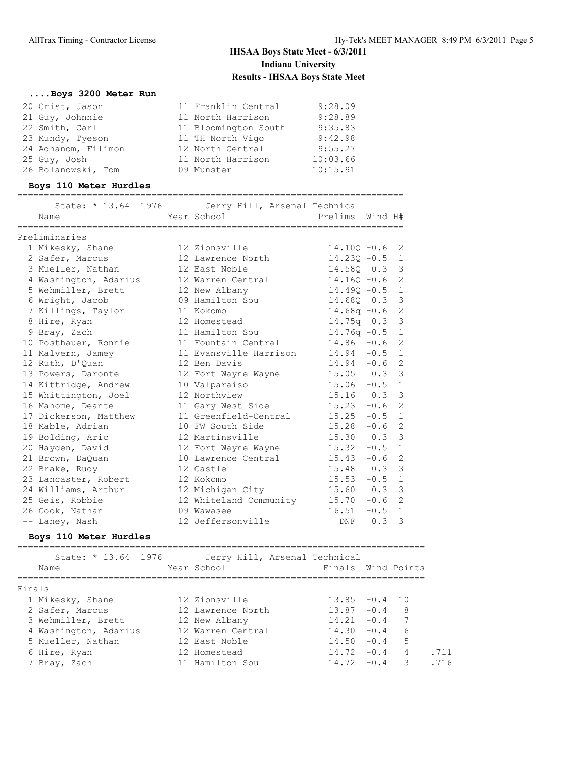# IHSAA Boys State Meet - 6/3/2011
## Indiana University
### Results - IHSAA Boys State Meet

**....Boys 3200 Meter Run**

| | | | | |
|---|---|---|---|---|
| 20 | Crist, Jason | 11 | Franklin Central | 9:28.09 |
| 21 | Guy, Johnnie | 11 | North Harrison | 9:28.89 |
| 22 | Smith, Carl | 11 | Bloomington South | 9:35.83 |
| 23 | Mundy, Tyeson | 11 | TH North Vigo | 9:42.98 |
| 24 | Adhanom, Filimon | 12 | North Central | 9:55.27 |
| 25 | Guy, Josh | 11 | North Harrison | 10:03.66 |
| 26 | Bolanowski, Tom | 09 | Munster | 10:15.91 |

**Boys 110 Meter Hurdles**

State: * 13.64 1976 Jerry Hill, Arsenal Technical

Preliminaries

| | Name | Year | School | Prelims | Wind | H# |
|---|---|---|---|---|---|---|
| 1 | Mikesky, Shane | 12 | Zionsville | 14.10Q | -0.6 | 2 |
| 2 | Safer, Marcus | 12 | Lawrence North | 14.23Q | -0.5 | 1 |
| 3 | Mueller, Nathan | 12 | East Noble | 14.58Q | 0.3 | 3 |
| 4 | Washington, Adarius | 12 | Warren Central | 14.16Q | -0.6 | 2 |
| 5 | Wehmiller, Brett | 12 | New Albany | 14.49Q | -0.5 | 1 |
| 6 | Wright, Jacob | 09 | Hamilton Sou | 14.68Q | 0.3 | 3 |
| 7 | Killings, Taylor | 11 | Kokomo | 14.68q | -0.6 | 2 |
| 8 | Hire, Ryan | 12 | Homestead | 14.75q | 0.3 | 3 |
| 9 | Bray, Zach | 11 | Hamilton Sou | 14.76q | -0.5 | 1 |
| 10 | Posthauer, Ronnie | 11 | Fountain Central | 14.86 | -0.6 | 2 |
| 11 | Malvern, Jamey | 11 | Evansville Harrison | 14.94 | -0.5 | 1 |
| 12 | Ruth, D'Quan | 12 | Ben Davis | 14.94 | -0.6 | 2 |
| 13 | Powers, Daronte | 12 | Fort Wayne Wayne | 15.05 | 0.3 | 3 |
| 14 | Kittridge, Andrew | 10 | Valparaiso | 15.06 | -0.5 | 1 |
| 15 | Whittington, Joel | 12 | Northview | 15.16 | 0.3 | 3 |
| 16 | Mahome, Deante | 11 | Gary West Side | 15.23 | -0.6 | 2 |
| 17 | Dickerson, Matthew | 11 | Greenfield-Central | 15.25 | -0.5 | 1 |
| 18 | Mable, Adrian | 10 | FW South Side | 15.28 | -0.6 | 2 |
| 19 | Bolding, Aric | 12 | Martinsville | 15.30 | 0.3 | 3 |
| 20 | Hayden, David | 12 | Fort Wayne Wayne | 15.32 | -0.5 | 1 |
| 21 | Brown, DaQuan | 10 | Lawrence Central | 15.43 | -0.6 | 2 |
| 22 | Brake, Rudy | 12 | Castle | 15.48 | 0.3 | 3 |
| 23 | Lancaster, Robert | 12 | Kokomo | 15.53 | -0.5 | 1 |
| 24 | Williams, Arthur | 12 | Michigan City | 15.60 | 0.3 | 3 |
| 25 | Geis, Robbie | 12 | Whiteland Community | 15.70 | -0.6 | 2 |
| 26 | Cook, Nathan | 09 | Wawasee | 16.51 | -0.5 | 1 |
| -- | Laney, Nash | 12 | Jeffersonville | DNF | 0.3 | 3 |

**Boys 110 Meter Hurdles**

State: * 13.64 1976 Jerry Hill, Arsenal Technical

Finals

| | Name | Year | School | Finals | Wind | Points | |
|---|---|---|---|---|---|---|---|
| 1 | Mikesky, Shane | 12 | Zionsville | 13.85 | -0.4 | 10 | |
| 2 | Safer, Marcus | 12 | Lawrence North | 13.87 | -0.4 | 8 | |
| 3 | Wehmiller, Brett | 12 | New Albany | 14.21 | -0.4 | 7 | |
| 4 | Washington, Adarius | 12 | Warren Central | 14.30 | -0.4 | 6 | |
| 5 | Mueller, Nathan | 12 | East Noble | 14.50 | -0.4 | 5 | |
| 6 | Hire, Ryan | 12 | Homestead | 14.72 | -0.4 | 4 | .711 |
| 7 | Bray, Zach | 11 | Hamilton Sou | 14.72 | -0.4 | 3 | .716 |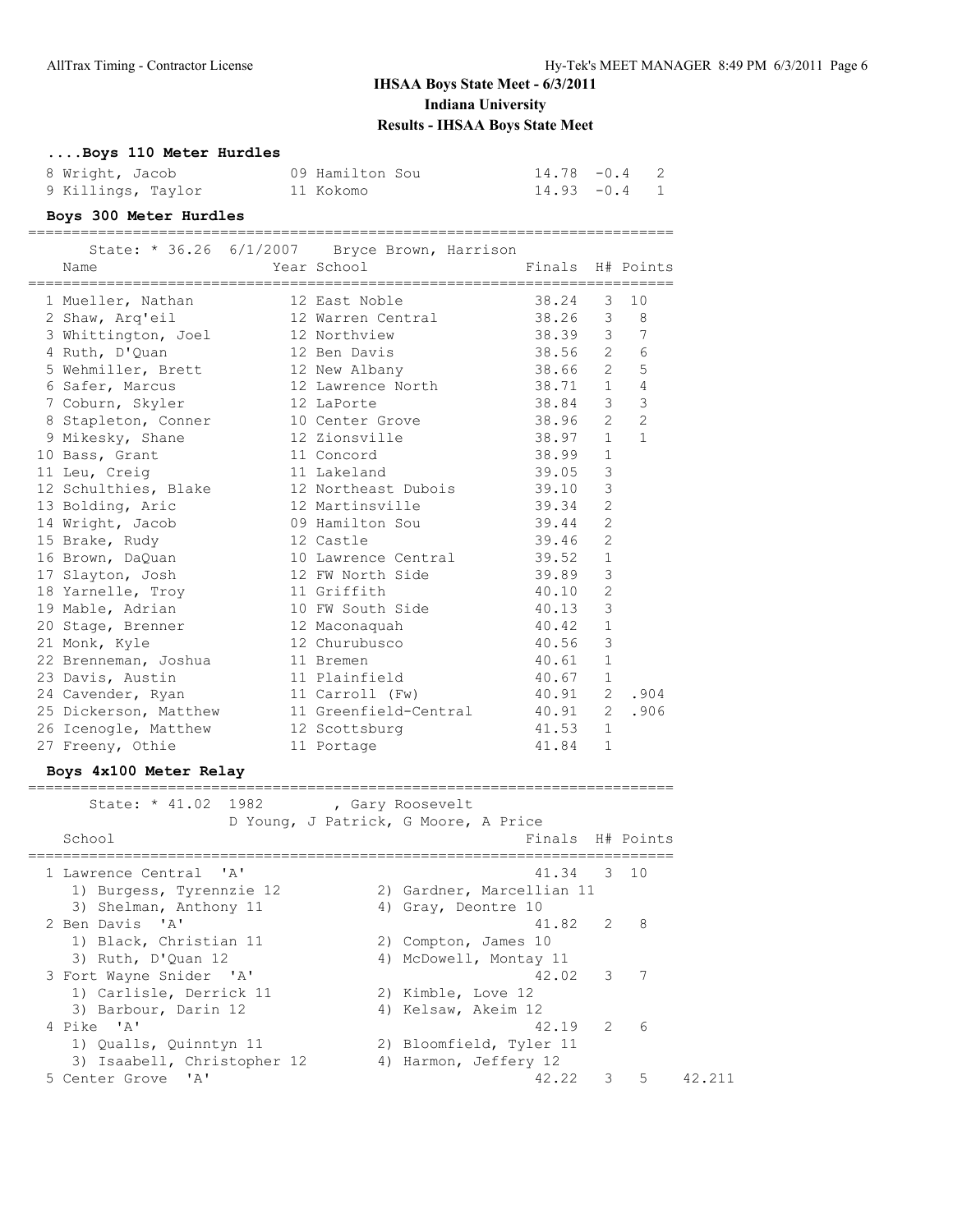# IHSAA Boys State Meet - 6/3/2011

## Indiana University

## Results - IHSAA Boys State Meet

### ....Boys 110 Meter Hurdles

| | | | | | |
|---|---|---|---|---|---|
| 8 | Wright, Jacob | 09 Hamilton Sou | 14.78 | -0.4 | 2 |
| 9 | Killings, Taylor | 11 Kokomo | 14.93 | -0.4 | 1 |

### Boys 300 Meter Hurdles

State: * 36.26 6/1/2007 Bryce Brown, Harrison

| | Name | Year School | Finals | H# | Points |
|---|---|---|---|---|---|
| 1 | Mueller, Nathan | 12 East Noble | 38.24 | 3 | 10 |
| 2 | Shaw, Arq'eil | 12 Warren Central | 38.26 | 3 | 8 |
| 3 | Whittington, Joel | 12 Northview | 38.39 | 3 | 7 |
| 4 | Ruth, D'Quan | 12 Ben Davis | 38.56 | 2 | 6 |
| 5 | Wehmiller, Brett | 12 New Albany | 38.66 | 2 | 5 |
| 6 | Safer, Marcus | 12 Lawrence North | 38.71 | 1 | 4 |
| 7 | Coburn, Skyler | 12 LaPorte | 38.84 | 3 | 3 |
| 8 | Stapleton, Conner | 10 Center Grove | 38.96 | 2 | 2 |
| 9 | Mikesky, Shane | 12 Zionsville | 38.97 | 1 | 1 |
| 10 | Bass, Grant | 11 Concord | 38.99 | 1 | |
| 11 | Leu, Creig | 11 Lakeland | 39.05 | 3 | |
| 12 | Schulthies, Blake | 12 Northeast Dubois | 39.10 | 3 | |
| 13 | Bolding, Aric | 12 Martinsville | 39.34 | 2 | |
| 14 | Wright, Jacob | 09 Hamilton Sou | 39.44 | 2 | |
| 15 | Brake, Rudy | 12 Castle | 39.46 | 2 | |
| 16 | Brown, DaQuan | 10 Lawrence Central | 39.52 | 1 | |
| 17 | Slayton, Josh | 12 FW North Side | 39.89 | 3 | |
| 18 | Yarnelle, Troy | 11 Griffith | 40.10 | 2 | |
| 19 | Mable, Adrian | 10 FW South Side | 40.13 | 3 | |
| 20 | Stage, Brenner | 12 Maconaquah | 40.42 | 1 | |
| 21 | Monk, Kyle | 12 Churubusco | 40.56 | 3 | |
| 22 | Brenneman, Joshua | 11 Bremen | 40.61 | 1 | |
| 23 | Davis, Austin | 11 Plainfield | 40.67 | 1 | |
| 24 | Cavender, Ryan | 11 Carroll (Fw) | 40.91 | 2 | .904 |
| 25 | Dickerson, Matthew | 11 Greenfield-Central | 40.91 | 2 | .906 |
| 26 | Icenogle, Matthew | 12 Scottsburg | 41.53 | 1 | |
| 27 | Freeny, Othie | 11 Portage | 41.84 | 1 | |

### Boys 4x100 Meter Relay

State: * 41.02 1982 , Gary Roosevelt
D Young, J Patrick, G Moore, A Price

| | School | | Finals | H# | Points | |
|---|---|---|---|---|---|---|
| 1 | Lawrence Central 'A' | | 41.34 | 3 | 10 | |
| | 1) Burgess, Tyrennzie 12 | 2) Gardner, Marcellian 11 | | | | |
| | 3) Shelman, Anthony 11 | 4) Gray, Deontre 10 | | | | |
| 2 | Ben Davis 'A' | | 41.82 | 2 | 8 | |
| | 1) Black, Christian 11 | 2) Compton, James 10 | | | | |
| | 3) Ruth, D'Quan 12 | 4) McDowell, Montay 11 | | | | |
| 3 | Fort Wayne Snider 'A' | | 42.02 | 3 | 7 | |
| | 1) Carlisle, Derrick 11 | 2) Kimble, Love 12 | | | | |
| | 3) Barbour, Darin 12 | 4) Kelsaw, Akeim 12 | | | | |
| 4 | Pike 'A' | | 42.19 | 2 | 6 | |
| | 1) Qualls, Quinntyn 11 | 2) Bloomfield, Tyler 11 | | | | |
| | 3) Isaabell, Christopher 12 | 4) Harmon, Jeffery 12 | | | | |
| 5 | Center Grove 'A' | | 42.22 | 3 | 5 | 42.211 |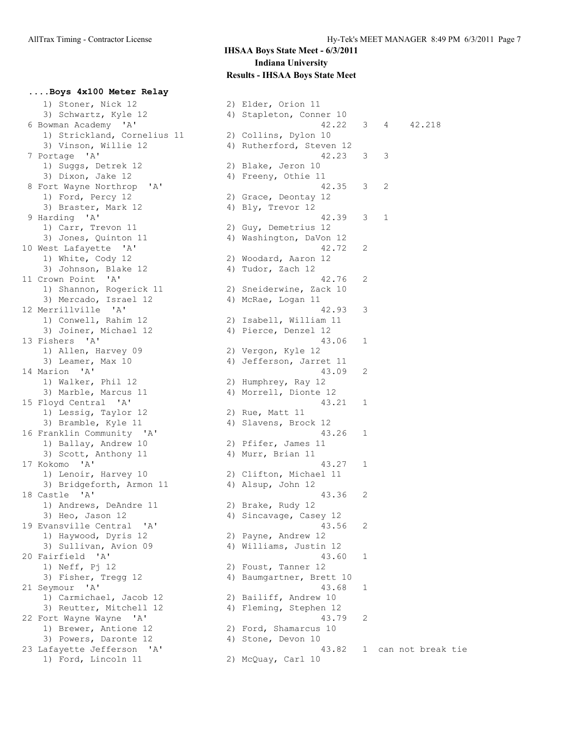**IHSAA Boys State Meet - 6/3/2011**
**Indiana University**
**Results - IHSAA Boys State Meet**

### ....Boys 4x100 Meter Relay

```
   1) Stoner, Nick 12                 2) Elder, Orion 11
   3) Schwartz, Kyle 12               4) Stapleton, Conner 10
 6 Bowman Academy  'A'                             42.22   3   4    42.218
   1) Strickland, Cornelius 11        2) Collins, Dylon 10
   3) Vinson, Willie 12               4) Rutherford, Steven 12
 7 Portage  'A'                                    42.23   3   3
   1) Suggs, Detrek 12                2) Blake, Jeron 10
   3) Dixon, Jake 12                  4) Freeny, Othie 11
 8 Fort Wayne Northrop  'A'                        42.35   3   2
   1) Ford, Percy 12                  2) Grace, Deontay 12
   3) Braster, Mark 12                4) Bly, Trevor 12
 9 Harding  'A'                                    42.39   3   1
   1) Carr, Trevon 11                 2) Guy, Demetrius 12
   3) Jones, Quinton 11               4) Washington, DaVon 12
10 West Lafayette  'A'                             42.72   2
   1) White, Cody 12                  2) Woodard, Aaron 12
   3) Johnson, Blake 12               4) Tudor, Zach 12
11 Crown Point  'A'                                42.76   2
   1) Shannon, Rogerick 11            2) Sneiderwine, Zack 10
   3) Mercado, Israel 12              4) McRae, Logan 11
12 Merrillville  'A'                               42.93   3
   1) Conwell, Rahim 12               2) Isabell, William 11
   3) Joiner, Michael 12              4) Pierce, Denzel 12
13 Fishers  'A'                                    43.06   1
   1) Allen, Harvey 09                2) Vergon, Kyle 12
   3) Leamer, Max 10                  4) Jefferson, Jarret 11
14 Marion  'A'                                     43.09   2
   1) Walker, Phil 12                 2) Humphrey, Ray 12
   3) Marble, Marcus 11               4) Morrell, Dionte 12
15 Floyd Central  'A'                              43.21   1
   1) Lessig, Taylor 12               2) Rue, Matt 11
   3) Bramble, Kyle 11                4) Slavens, Brock 12
16 Franklin Community  'A'                         43.26   1
   1) Ballay, Andrew 10               2) Pfifer, James 11
   3) Scott, Anthony 11               4) Murr, Brian 11
17 Kokomo  'A'                                     43.27   1
   1) Lenoir, Harvey 10               2) Clifton, Michael 11
   3) Bridgeforth, Armon 11           4) Alsup, John 12
18 Castle  'A'                                     43.36   2
   1) Andrews, DeAndre 11             2) Brake, Rudy 12
   3) Heo, Jason 12                   4) Sincavage, Casey 12
19 Evansville Central  'A'                         43.56   2
   1) Haywood, Dyris 12               2) Payne, Andrew 12
   3) Sullivan, Avion 09              4) Williams, Justin 12
20 Fairfield  'A'                                  43.60   1
   1) Neff, Pj 12                     2) Foust, Tanner 12
   3) Fisher, Tregg 12                4) Baumgartner, Brett 10
21 Seymour  'A'                                    43.68   1
   1) Carmichael, Jacob 12            2) Bailiff, Andrew 10
   3) Reutter, Mitchell 12            4) Fleming, Stephen 12
22 Fort Wayne Wayne  'A'                           43.79   2
   1) Brewer, Antione 12              2) Ford, Shamarcus 10
   3) Powers, Daronte 12              4) Stone, Devon 10
23 Lafayette Jefferson  'A'                        43.82   1  can not break tie
   1) Ford, Lincoln 11                2) McQuay, Carl 10
```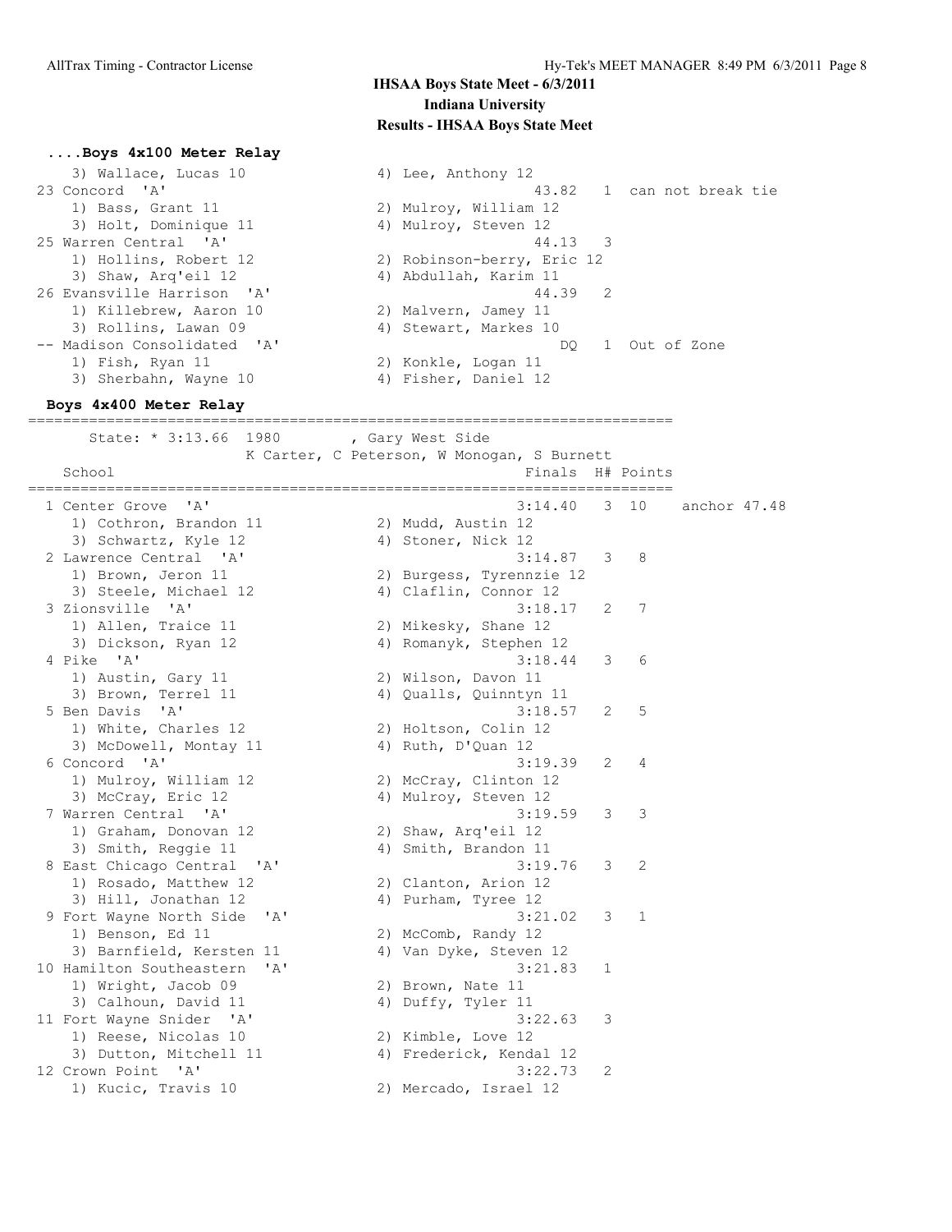## IHSAA Boys State Meet - 6/3/2011
### Indiana University
### Results - IHSAA Boys State Meet

**....Boys 4x100 Meter Relay**

```
    3) Wallace, Lucas 10              4) Lee, Anthony 12
 23 Concord  'A'                                 43.82   1  can not break tie
    1) Bass, Grant 11                 2) Mulroy, William 12
    3) Holt, Dominique 11             4) Mulroy, Steven 12
 25 Warren Central  'A'                          44.13   3
    1) Hollins, Robert 12             2) Robinson-berry, Eric 12
    3) Shaw, Arq'eil 12               4) Abdullah, Karim 11
 26 Evansville Harrison  'A'                     44.39   2
    1) Killebrew, Aaron 10            2) Malvern, Jamey 11
    3) Rollins, Lawan 09              4) Stewart, Markes 10
 -- Madison Consolidated  'A'                       DQ   1  Out of Zone
    1) Fish, Ryan 11                  2) Konkle, Logan 11
    3) Sherbahn, Wayne 10             4) Fisher, Daniel 12
```

**Boys 4x400 Meter Relay**

```
=========================================================================
      State: * 3:13.66  1980        , Gary West Side
                  K Carter, C Peterson, W Monogan, S Burnett
   School                                      Finals  H# Points
=========================================================================
  1 Center Grove  'A'                          3:14.40   3  10    anchor 47.48
     1) Cothron, Brandon 11            2) Mudd, Austin 12
     3) Schwartz, Kyle 12              4) Stoner, Nick 12
  2 Lawrence Central  'A'                      3:14.87   3   8
     1) Brown, Jeron 11                2) Burgess, Tyrennzie 12
     3) Steele, Michael 12             4) Claflin, Connor 12
  3 Zionsville  'A'                            3:18.17   2   7
     1) Allen, Traice 11               2) Mikesky, Shane 12
     3) Dickson, Ryan 12               4) Romanyk, Stephen 12
  4 Pike  'A'                                  3:18.44   3   6
     1) Austin, Gary 11                2) Wilson, Davon 11
     3) Brown, Terrel 11               4) Qualls, Quinntyn 11
  5 Ben Davis  'A'                             3:18.57   2   5
     1) White, Charles 12              2) Holtson, Colin 12
     3) McDowell, Montay 11            4) Ruth, D'Quan 12
  6 Concord  'A'                               3:19.39   2   4
     1) Mulroy, William 12             2) McCray, Clinton 12
     3) McCray, Eric 12                4) Mulroy, Steven 12
  7 Warren Central  'A'                        3:19.59   3   3
     1) Graham, Donovan 12             2) Shaw, Arq'eil 12
     3) Smith, Reggie 11               4) Smith, Brandon 11
  8 East Chicago Central  'A'                  3:19.76   3   2
     1) Rosado, Matthew 12             2) Clanton, Arion 12
     3) Hill, Jonathan 12              4) Purham, Tyree 12
  9 Fort Wayne North Side  'A'                 3:21.02   3   1
     1) Benson, Ed 11                  2) McComb, Randy 12
     3) Barnfield, Kersten 11          4) Van Dyke, Steven 12
 10 Hamilton Southeastern  'A'                 3:21.83   1
     1) Wright, Jacob 09               2) Brown, Nate 11
     3) Calhoun, David 11              4) Duffy, Tyler 11
 11 Fort Wayne Snider  'A'                     3:22.63   3
     1) Reese, Nicolas 10              2) Kimble, Love 12
     3) Dutton, Mitchell 11            4) Frederick, Kendal 12
 12 Crown Point  'A'                           3:22.73   2
     1) Kucic, Travis 10               2) Mercado, Israel 12
```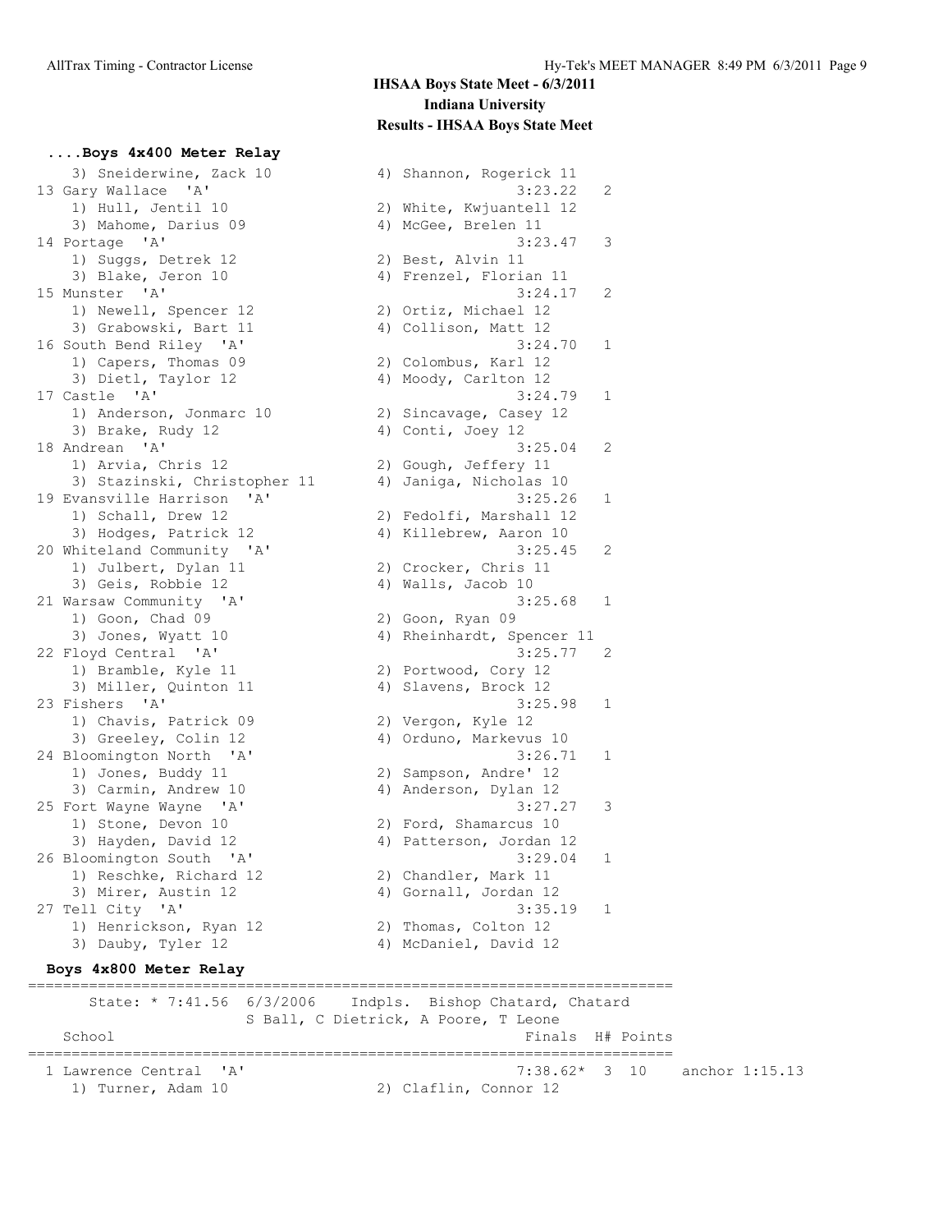# IHSAA Boys State Meet - 6/3/2011
## Indiana University
## Results - IHSAA Boys State Meet

### ....Boys 4x400 Meter Relay

```
    3) Sneiderwine, Zack 10            4) Shannon, Rogerick 11
 13 Gary Wallace  'A'                               3:23.22   2
    1) Hull, Jentil 10                 2) White, Kwjuantell 12
    3) Mahome, Darius 09               4) McGee, Brelen 11
 14 Portage  'A'                                    3:23.47   3
    1) Suggs, Detrek 12                2) Best, Alvin 11
    3) Blake, Jeron 10                 4) Frenzel, Florian 11
 15 Munster  'A'                                    3:24.17   2
    1) Newell, Spencer 12              2) Ortiz, Michael 12
    3) Grabowski, Bart 11              4) Collison, Matt 12
 16 South Bend Riley  'A'                           3:24.70   1
    1) Capers, Thomas 09               2) Colombus, Karl 12
    3) Dietl, Taylor 12                4) Moody, Carlton 12
 17 Castle  'A'                                     3:24.79   1
    1) Anderson, Jonmarc 10            2) Sincavage, Casey 12
    3) Brake, Rudy 12                  4) Conti, Joey 12
 18 Andrean  'A'                                    3:25.04   2
    1) Arvia, Chris 12                 2) Gough, Jeffery 11
    3) Stazinski, Christopher 11       4) Janiga, Nicholas 10
 19 Evansville Harrison  'A'                        3:25.26   1
    1) Schall, Drew 12                 2) Fedolfi, Marshall 12
    3) Hodges, Patrick 12              4) Killebrew, Aaron 10
 20 Whiteland Community  'A'                        3:25.45   2
    1) Julbert, Dylan 11               2) Crocker, Chris 11
    3) Geis, Robbie 12                 4) Walls, Jacob 10
 21 Warsaw Community  'A'                           3:25.68   1
    1) Goon, Chad 09                   2) Goon, Ryan 09
    3) Jones, Wyatt 10                 4) Rheinhardt, Spencer 11
 22 Floyd Central  'A'                              3:25.77   2
    1) Bramble, Kyle 11                2) Portwood, Cory 12
    3) Miller, Quinton 11              4) Slavens, Brock 12
 23 Fishers  'A'                                    3:25.98   1
    1) Chavis, Patrick 09              2) Vergon, Kyle 12
    3) Greeley, Colin 12               4) Orduno, Markevus 10
 24 Bloomington North  'A'                          3:26.71   1
    1) Jones, Buddy 11                 2) Sampson, Andre' 12
    3) Carmin, Andrew 10               4) Anderson, Dylan 12
 25 Fort Wayne Wayne  'A'                           3:27.27   3
    1) Stone, Devon 10                 2) Ford, Shamarcus 10
    3) Hayden, David 12                4) Patterson, Jordan 12
 26 Bloomington South  'A'                          3:29.04   1
    1) Reschke, Richard 12             2) Chandler, Mark 11
    3) Mirer, Austin 12                4) Gornall, Jordan 12
 27 Tell City  'A'                                  3:35.19   1
    1) Henrickson, Ryan 12             2) Thomas, Colton 12
    3) Dauby, Tyler 12                 4) McDaniel, David 12
```

### Boys 4x800 Meter Relay

```
=========================================================================
      State: * 7:41.56  6/3/2006    Indpls. Bishop Chatard, Chatard
                    S Ball, C Dietrick, A Poore, T Leone
    School                                          Finals  H# Points
=========================================================================
  1 Lawrence Central  'A'                           7:38.62*  3  10    anchor 1:15.13
     1) Turner, Adam 10                 2) Claflin, Connor 12
```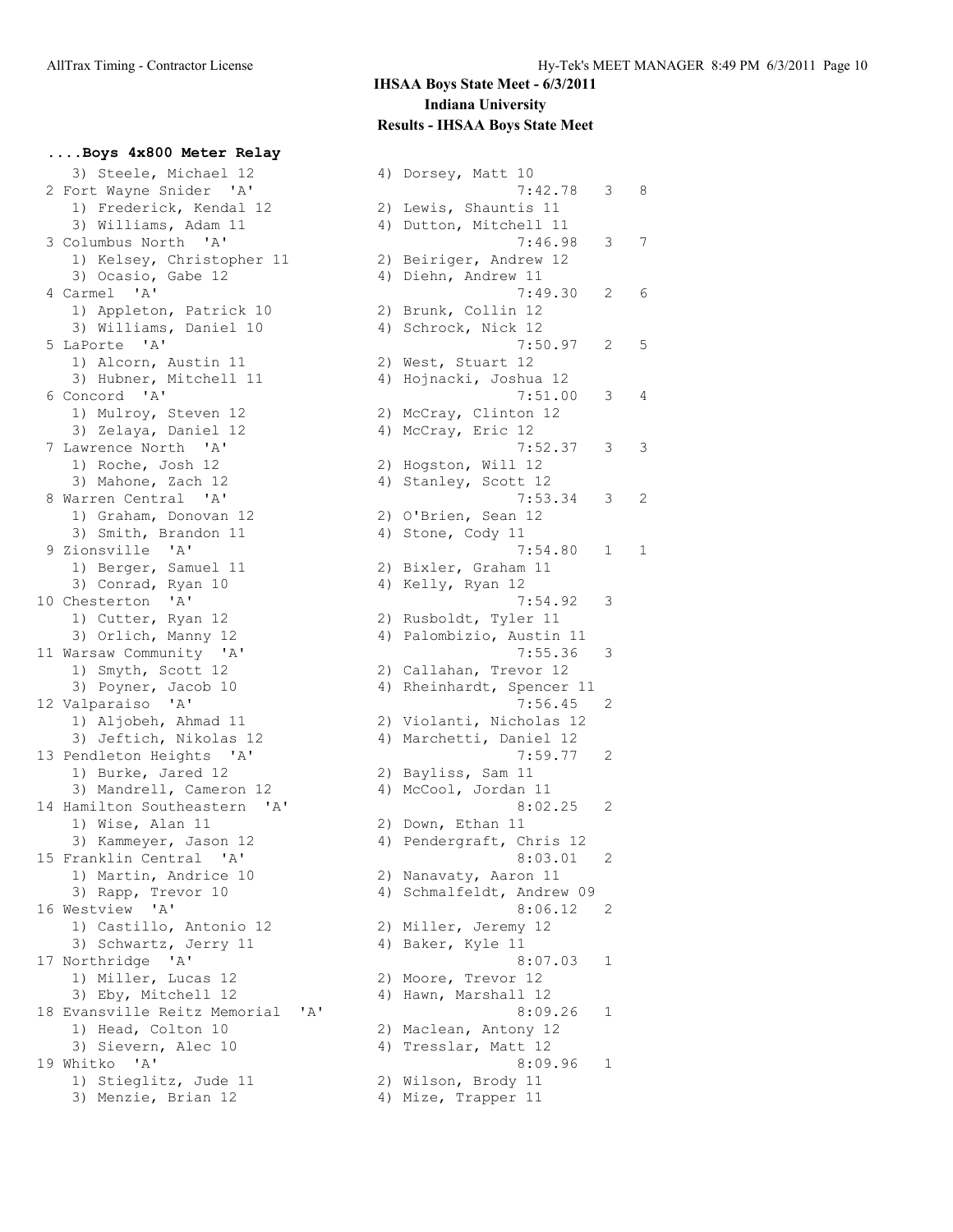# IHSAA Boys State Meet - 6/3/2011

## Indiana University

## Results - IHSAA Boys State Meet

### ....Boys 4x800 Meter Relay

```
   3) Steele, Michael 12              4) Dorsey, Matt 10
 2 Fort Wayne Snider  'A'                           7:42.78   3   8
   1) Frederick, Kendal 12            2) Lewis, Shauntis 11
   3) Williams, Adam 11               4) Dutton, Mitchell 11
 3 Columbus North  'A'                              7:46.98   3   7
   1) Kelsey, Christopher 11          2) Beiriger, Andrew 12
   3) Ocasio, Gabe 12                 4) Diehn, Andrew 11
 4 Carmel  'A'                                      7:49.30   2   6
   1) Appleton, Patrick 10            2) Brunk, Collin 12
   3) Williams, Daniel 10             4) Schrock, Nick 12
 5 LaPorte  'A'                                     7:50.97   2   5
   1) Alcorn, Austin 11               2) West, Stuart 12
   3) Hubner, Mitchell 11             4) Hojnacki, Joshua 12
 6 Concord  'A'                                     7:51.00   3   4
   1) Mulroy, Steven 12               2) McCray, Clinton 12
   3) Zelaya, Daniel 12               4) McCray, Eric 12
 7 Lawrence North  'A'                              7:52.37   3   3
   1) Roche, Josh 12                  2) Hogston, Will 12
   3) Mahone, Zach 12                 4) Stanley, Scott 12
 8 Warren Central  'A'                              7:53.34   3   2
   1) Graham, Donovan 12              2) O'Brien, Sean 12
   3) Smith, Brandon 11               4) Stone, Cody 11
 9 Zionsville  'A'                                  7:54.80   1   1
   1) Berger, Samuel 11               2) Bixler, Graham 11
   3) Conrad, Ryan 10                 4) Kelly, Ryan 12
10 Chesterton  'A'                                  7:54.92   3
   1) Cutter, Ryan 12                 2) Rusboldt, Tyler 11
   3) Orlich, Manny 12                4) Palombizio, Austin 11
11 Warsaw Community  'A'                            7:55.36   3
   1) Smyth, Scott 12                 2) Callahan, Trevor 12
   3) Poyner, Jacob 10                4) Rheinhardt, Spencer 11
12 Valparaiso  'A'                                  7:56.45   2
   1) Aljobeh, Ahmad 11               2) Violanti, Nicholas 12
   3) Jeftich, Nikolas 12             4) Marchetti, Daniel 12
13 Pendleton Heights  'A'                           7:59.77   2
   1) Burke, Jared 12                 2) Bayliss, Sam 11
   3) Mandrell, Cameron 12            4) McCool, Jordan 11
14 Hamilton Southeastern  'A'                       8:02.25   2
   1) Wise, Alan 11                   2) Down, Ethan 11
   3) Kammeyer, Jason 12              4) Pendergraft, Chris 12
15 Franklin Central  'A'                            8:03.01   2
   1) Martin, Andrice 10              2) Nanavaty, Aaron 11
   3) Rapp, Trevor 10                 4) Schmalfeldt, Andrew 09
16 Westview  'A'                                    8:06.12   2
   1) Castillo, Antonio 12            2) Miller, Jeremy 12
   3) Schwartz, Jerry 11              4) Baker, Kyle 11
17 Northridge  'A'                                  8:07.03   1
   1) Miller, Lucas 12                2) Moore, Trevor 12
   3) Eby, Mitchell 12                4) Hawn, Marshall 12
18 Evansville Reitz Memorial  'A'                   8:09.26   1
   1) Head, Colton 10                 2) Maclean, Antony 12
   3) Sievern, Alec 10                4) Tresslar, Matt 12
19 Whitko  'A'                                      8:09.96   1
   1) Stieglitz, Jude 11              2) Wilson, Brody 11
   3) Menzie, Brian 12                4) Mize, Trapper 11
```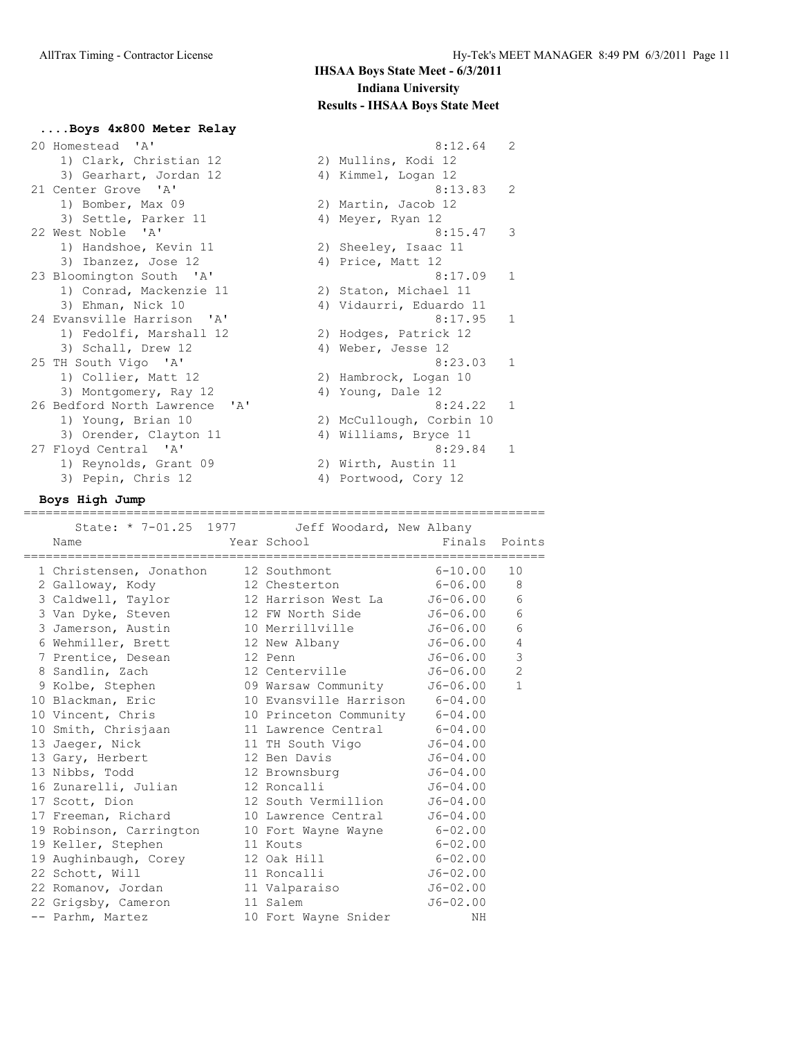## IHSAA Boys State Meet - 6/3/2011
## Indiana University
## Results - IHSAA Boys State Meet

### ....Boys 4x800 Meter Relay

| | | | |
|---|---|---|---|
| 20 Homestead 'A' | | 8:12.64 | 2 |
| 1) Clark, Christian 12 | 2) Mullins, Kodi 12 | | |
| 3) Gearhart, Jordan 12 | 4) Kimmel, Logan 12 | | |
| 21 Center Grove 'A' | | 8:13.83 | 2 |
| 1) Bomber, Max 09 | 2) Martin, Jacob 12 | | |
| 3) Settle, Parker 11 | 4) Meyer, Ryan 12 | | |
| 22 West Noble 'A' | | 8:15.47 | 3 |
| 1) Handshoe, Kevin 11 | 2) Sheeley, Isaac 11 | | |
| 3) Ibanzez, Jose 12 | 4) Price, Matt 12 | | |
| 23 Bloomington South 'A' | | 8:17.09 | 1 |
| 1) Conrad, Mackenzie 11 | 2) Staton, Michael 11 | | |
| 3) Ehman, Nick 10 | 4) Vidaurri, Eduardo 11 | | |
| 24 Evansville Harrison 'A' | | 8:17.95 | 1 |
| 1) Fedolfi, Marshall 12 | 2) Hodges, Patrick 12 | | |
| 3) Schall, Drew 12 | 4) Weber, Jesse 12 | | |
| 25 TH South Vigo 'A' | | 8:23.03 | 1 |
| 1) Collier, Matt 12 | 2) Hambrock, Logan 10 | | |
| 3) Montgomery, Ray 12 | 4) Young, Dale 12 | | |
| 26 Bedford North Lawrence 'A' | | 8:24.22 | 1 |
| 1) Young, Brian 10 | 2) McCullough, Corbin 10 | | |
| 3) Orender, Clayton 11 | 4) Williams, Bryce 11 | | |
| 27 Floyd Central 'A' | | 8:29.84 | 1 |
| 1) Reynolds, Grant 09 | 2) Wirth, Austin 11 | | |
| 3) Pepin, Chris 12 | 4) Portwood, Cory 12 | | |

### Boys High Jump

State: * 7-01.25 1977 Jeff Woodard, New Albany

| Place | Name | Year | School | Finals | Points |
|---|---|---|---|---|---|
| 1 | Christensen, Jonathon | 12 | Southmont | 6-10.00 | 10 |
| 2 | Galloway, Kody | 12 | Chesterton | 6-06.00 | 8 |
| 3 | Caldwell, Taylor | 12 | Harrison West La | J6-06.00 | 6 |
| 3 | Van Dyke, Steven | 12 | FW North Side | J6-06.00 | 6 |
| 3 | Jamerson, Austin | 10 | Merrillville | J6-06.00 | 6 |
| 6 | Wehmiller, Brett | 12 | New Albany | J6-06.00 | 4 |
| 7 | Prentice, Desean | 12 | Penn | J6-06.00 | 3 |
| 8 | Sandlin, Zach | 12 | Centerville | J6-06.00 | 2 |
| 9 | Kolbe, Stephen | 09 | Warsaw Community | J6-06.00 | 1 |
| 10 | Blackman, Eric | 10 | Evansville Harrison | 6-04.00 | |
| 10 | Vincent, Chris | 10 | Princeton Community | 6-04.00 | |
| 10 | Smith, Chrisjaan | 11 | Lawrence Central | 6-04.00 | |
| 13 | Jaeger, Nick | 11 | TH South Vigo | J6-04.00 | |
| 13 | Gary, Herbert | 12 | Ben Davis | J6-04.00 | |
| 13 | Nibbs, Todd | 12 | Brownsburg | J6-04.00 | |
| 16 | Zunarelli, Julian | 12 | Roncalli | J6-04.00 | |
| 17 | Scott, Dion | 12 | South Vermillion | J6-04.00 | |
| 17 | Freeman, Richard | 10 | Lawrence Central | J6-04.00 | |
| 19 | Robinson, Carrington | 10 | Fort Wayne Wayne | 6-02.00 | |
| 19 | Keller, Stephen | 11 | Kouts | 6-02.00 | |
| 19 | Aughinbaugh, Corey | 12 | Oak Hill | 6-02.00 | |
| 22 | Schott, Will | 11 | Roncalli | J6-02.00 | |
| 22 | Romanov, Jordan | 11 | Valparaiso | J6-02.00 | |
| 22 | Grigsby, Cameron | 11 | Salem | J6-02.00 | |
| -- | Parhm, Martez | 10 | Fort Wayne Snider | NH | |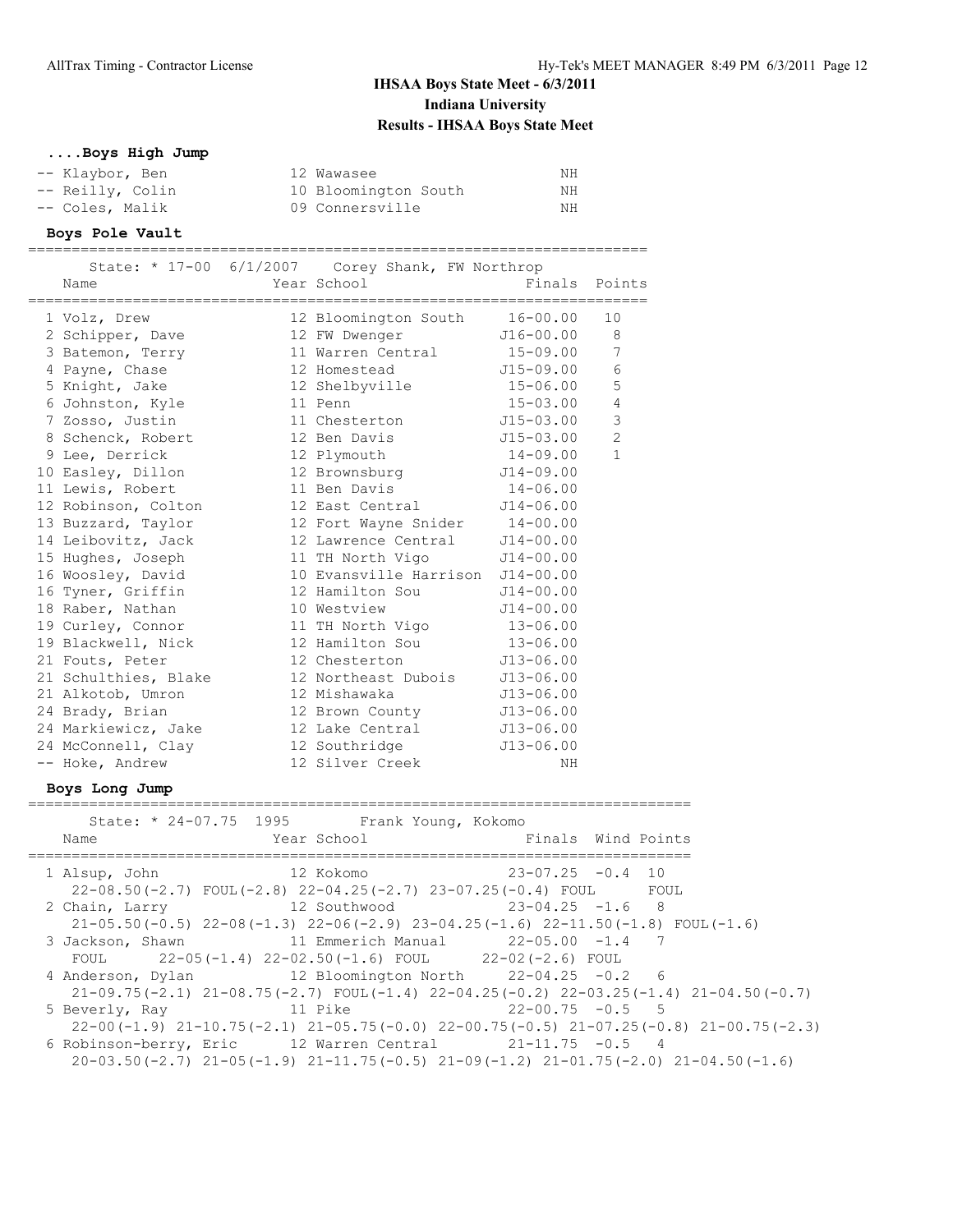# IHSAA Boys State Meet - 6/3/2011

## Indiana University

## Results - IHSAA Boys State Meet

### ....Boys High Jump

| | | | | |
|---|---|---|---|---|
| -- | Klaybor, Ben | 12 | Wawasee | NH |
| -- | Reilly, Colin | 10 | Bloomington South | NH |
| -- | Coles, Malik | 09 | Connersville | NH |

### Boys Pole Vault

State: * 17-00 6/1/2007 Corey Shank, FW Northrop

| | Name | Year | School | Finals | Points |
|---|---|---|---|---|---|
| 1 | Volz, Drew | 12 | Bloomington South | 16-00.00 | 10 |
| 2 | Schipper, Dave | 12 | FW Dwenger | J16-00.00 | 8 |
| 3 | Batemon, Terry | 11 | Warren Central | 15-09.00 | 7 |
| 4 | Payne, Chase | 12 | Homestead | J15-09.00 | 6 |
| 5 | Knight, Jake | 12 | Shelbyville | 15-06.00 | 5 |
| 6 | Johnston, Kyle | 11 | Penn | 15-03.00 | 4 |
| 7 | Zosso, Justin | 11 | Chesterton | J15-03.00 | 3 |
| 8 | Schenck, Robert | 12 | Ben Davis | J15-03.00 | 2 |
| 9 | Lee, Derrick | 12 | Plymouth | 14-09.00 | 1 |
| 10 | Easley, Dillon | 12 | Brownsburg | J14-09.00 | |
| 11 | Lewis, Robert | 11 | Ben Davis | 14-06.00 | |
| 12 | Robinson, Colton | 12 | East Central | J14-06.00 | |
| 13 | Buzzard, Taylor | 12 | Fort Wayne Snider | 14-00.00 | |
| 14 | Leibovitz, Jack | 12 | Lawrence Central | J14-00.00 | |
| 15 | Hughes, Joseph | 11 | TH North Vigo | J14-00.00 | |
| 16 | Woosley, David | 10 | Evansville Harrison | J14-00.00 | |
| 16 | Tyner, Griffin | 12 | Hamilton Sou | J14-00.00 | |
| 18 | Raber, Nathan | 10 | Westview | J14-00.00 | |
| 19 | Curley, Connor | 11 | TH North Vigo | 13-06.00 | |
| 19 | Blackwell, Nick | 12 | Hamilton Sou | 13-06.00 | |
| 21 | Fouts, Peter | 12 | Chesterton | J13-06.00 | |
| 21 | Schulthies, Blake | 12 | Northeast Dubois | J13-06.00 | |
| 21 | Alkotob, Umron | 12 | Mishawaka | J13-06.00 | |
| 24 | Brady, Brian | 12 | Brown County | J13-06.00 | |
| 24 | Markiewicz, Jake | 12 | Lake Central | J13-06.00 | |
| 24 | McConnell, Clay | 12 | Southridge | J13-06.00 | |
| -- | Hoke, Andrew | 12 | Silver Creek | NH | |

### Boys Long Jump

State: * 24-07.75 1995 Frank Young, Kokomo

| | Name | Year | School | Finals | Wind | Points |
|---|---|---|---|---|---|---|
| 1 | Alsup, John | 12 | Kokomo | 23-07.25 | -0.4 | 10 |
| | 22-08.50(-2.7) FOUL(-2.8) 22-04.25(-2.7) 23-07.25(-0.4) FOUL FOUL | | | | | |
| 2 | Chain, Larry | 12 | Southwood | 23-04.25 | -1.6 | 8 |
| | 21-05.50(-0.5) 22-08(-1.3) 22-06(-2.9) 23-04.25(-1.6) 22-11.50(-1.8) FOUL(-1.6) | | | | | |
| 3 | Jackson, Shawn | 11 | Emmerich Manual | 22-05.00 | -1.4 | 7 |
| | FOUL 22-05(-1.4) 22-02.50(-1.6) FOUL 22-02(-2.6) FOUL | | | | | |
| 4 | Anderson, Dylan | 12 | Bloomington North | 22-04.25 | -0.2 | 6 |
| | 21-09.75(-2.1) 21-08.75(-2.7) FOUL(-1.4) 22-04.25(-0.2) 22-03.25(-1.4) 21-04.50(-0.7) | | | | | |
| 5 | Beverly, Ray | 11 | Pike | 22-00.75 | -0.5 | 5 |
| | 22-00(-1.9) 21-10.75(-2.1) 21-05.75(-0.0) 22-00.75(-0.5) 21-07.25(-0.8) 21-00.75(-2.3) | | | | | |
| 6 | Robinson-berry, Eric | 12 | Warren Central | 21-11.75 | -0.5 | 4 |
| | 20-03.50(-2.7) 21-05(-1.9) 21-11.75(-0.5) 21-09(-1.2) 21-01.75(-2.0) 21-04.50(-1.6) | | | | | |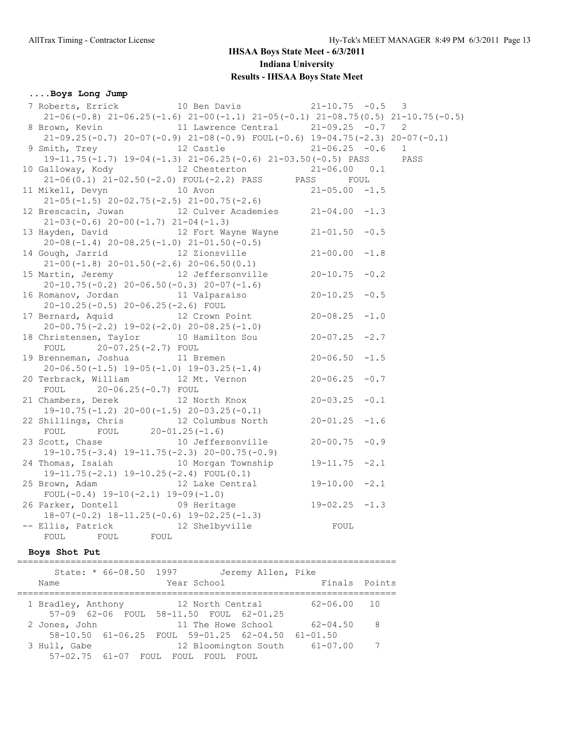AllTrax Timing - Contractor License

Hy-Tek's MEET MANAGER 8:49 PM 6/3/2011 Page 13

**IHSAA Boys State Meet - 6/3/2011**

**Indiana University**

**Results - IHSAA Boys State Meet**

### ....Boys Long Jump

```
  7 Roberts, Errick          10 Ben Davis              21-10.75  -0.5   3
     21-06(-0.8) 21-06.25(-1.6) 21-00(-1.1) 21-05(-0.1) 21-08.75(0.5) 21-10.75(-0.5)
  8 Brown, Kevin             11 Lawrence Central       21-09.25  -0.7   2
     21-09.25(-0.7) 20-07(-0.9) 21-08(-0.9) FOUL(-0.6) 19-04.75(-2.3) 20-07(-0.1)
  9 Smith, Trey              12 Castle                 21-06.25  -0.6   1
     19-11.75(-1.7) 19-04(-1.3) 21-06.25(-0.6) 21-03.50(-0.5) PASS      PASS
 10 Galloway, Kody           12 Chesterton             21-06.00   0.1
     21-06(0.1) 21-02.50(-2.0) FOUL(-2.2) PASS      PASS      FOUL
 11 Mikell, Devyn            10 Avon                   21-05.00  -1.5
     21-05(-1.5) 20-02.75(-2.5) 21-00.75(-2.6)
 12 Brescacin, Juwan         12 Culver Academies       21-04.00  -1.3
     21-03(-0.6) 20-00(-1.7) 21-04(-1.3)
 13 Hayden, David            12 Fort Wayne Wayne       21-01.50  -0.5
     20-08(-1.4) 20-08.25(-1.0) 21-01.50(-0.5)
 14 Gough, Jarrid            12 Zionsville             21-00.00  -1.8
     21-00(-1.8) 20-01.50(-2.6) 20-06.50(0.1)
 15 Martin, Jeremy           12 Jeffersonville         20-10.75  -0.2
     20-10.75(-0.2) 20-06.50(-0.3) 20-07(-1.6)
 16 Romanov, Jordan          11 Valparaiso             20-10.25  -0.5
     20-10.25(-0.5) 20-06.25(-2.6) FOUL
 17 Bernard, Aquid           12 Crown Point            20-08.25  -1.0
     20-00.75(-2.2) 19-02(-2.0) 20-08.25(-1.0)
 18 Christensen, Taylor      10 Hamilton Sou           20-07.25  -2.7
     FOUL      20-07.25(-2.7) FOUL
 19 Brenneman, Joshua        11 Bremen                 20-06.50  -1.5
     20-06.50(-1.5) 19-05(-1.0) 19-03.25(-1.4)
 20 Terbrack, William        12 Mt. Vernon             20-06.25  -0.7
     FOUL      20-06.25(-0.7) FOUL
 21 Chambers, Derek          12 North Knox             20-03.25  -0.1
     19-10.75(-1.2) 20-00(-1.5) 20-03.25(-0.1)
 22 Shillings, Chris         12 Columbus North         20-01.25  -1.6
     FOUL      FOUL      20-01.25(-1.6)
 23 Scott, Chase             10 Jeffersonville         20-00.75  -0.9
     19-10.75(-3.4) 19-11.75(-2.3) 20-00.75(-0.9)
 24 Thomas, Isaiah           10 Morgan Township        19-11.75  -2.1
     19-11.75(-2.1) 19-10.25(-2.4) FOUL(0.1)
 25 Brown, Adam              12 Lake Central           19-10.00  -2.1
     FOUL(-0.4) 19-10(-2.1) 19-09(-1.0)
 26 Parker, Dontell          09 Heritage               19-02.25  -1.3
     18-07(-0.2) 18-11.25(-0.6) 19-02.25(-1.3)
 -- Ellis, Patrick           12 Shelbyville               FOUL
     FOUL      FOUL      FOUL
```

### Boys Shot Put

```
=======================================================================
      State: * 66-08.50  1997        Jeremy Allen, Pike
   Name                    Year School                 Finals  Points
=======================================================================
  1 Bradley, Anthony         12 North Central          62-06.00   10
     57-09  62-06  FOUL  58-11.50  FOUL  62-01.25
  2 Jones, John              11 The Howe School        62-04.50    8
     58-10.50  61-06.25  FOUL  59-01.25  62-04.50  61-01.50
  3 Hull, Gabe               12 Bloomington South      61-07.00    7
     57-02.75  61-07  FOUL  FOUL  FOUL  FOUL
```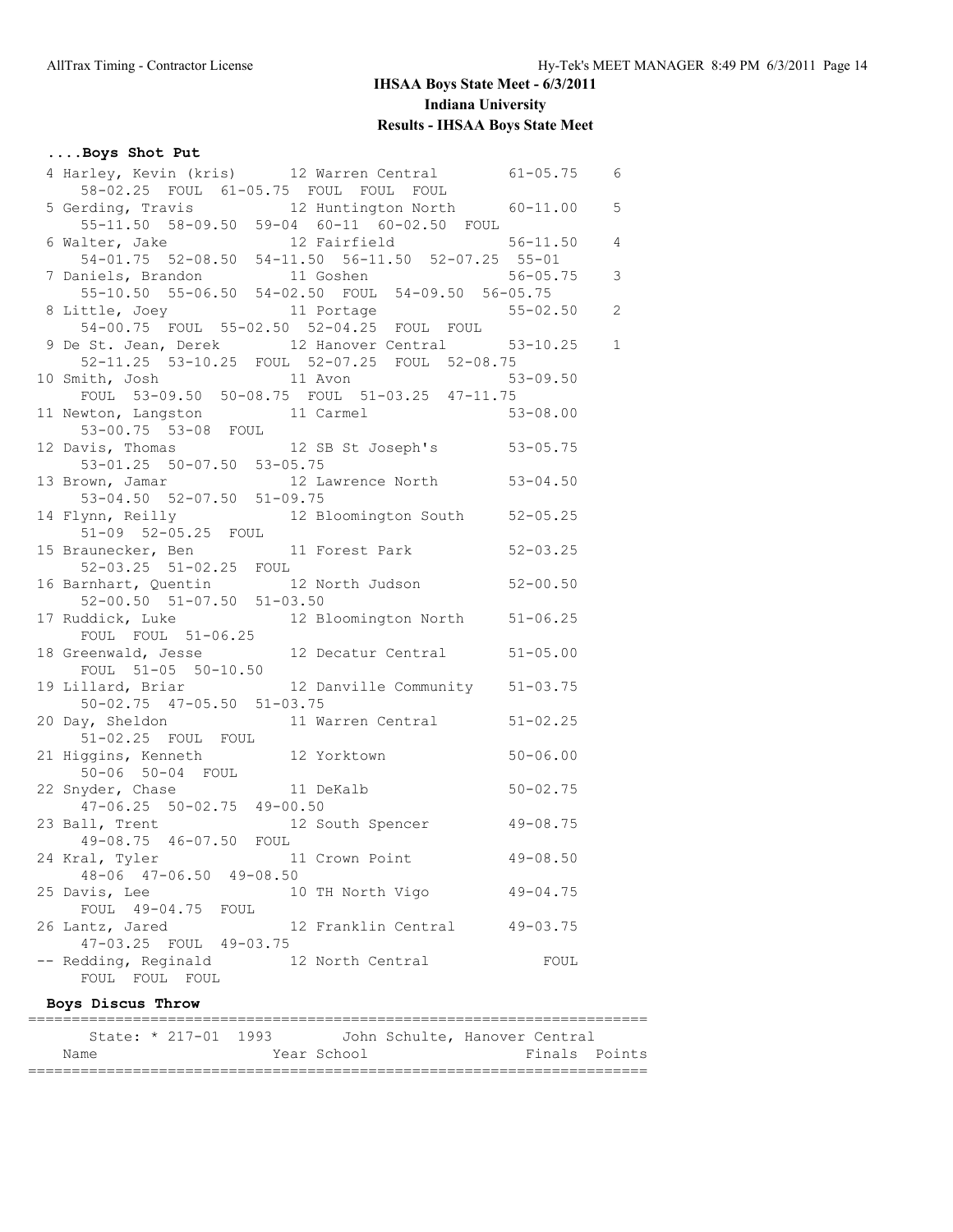# IHSAA Boys State Meet - 6/3/2011

## Indiana University

## Results - IHSAA Boys State Meet

### ....Boys Shot Put

```
  4 Harley, Kevin (kris)      12 Warren Central        61-05.75    6 
      58-02.25  FOUL  61-05.75  FOUL  FOUL  FOUL
  5 Gerding, Travis           12 Huntington North      60-11.00    5 
      55-11.50  58-09.50  59-04  60-11  60-02.50  FOUL
  6 Walter, Jake              12 Fairfield             56-11.50    4 
      54-01.75  52-08.50  54-11.50  56-11.50  52-07.25  55-01
  7 Daniels, Brandon          11 Goshen                56-05.75    3 
      55-10.50  55-06.50  54-02.50  FOUL  54-09.50  56-05.75
  8 Little, Joey              11 Portage               55-02.50    2 
      54-00.75  FOUL  55-02.50  52-04.25  FOUL  FOUL
  9 De St. Jean, Derek        12 Hanover Central       53-10.25    1 
      52-11.25  53-10.25  FOUL  52-07.25  FOUL  52-08.75
 10 Smith, Josh               11 Avon                  53-09.50 
      FOUL  53-09.50  50-08.75  FOUL  51-03.25  47-11.75
 11 Newton, Langston          11 Carmel                53-08.00 
      53-00.75  53-08  FOUL
 12 Davis, Thomas             12 SB St Joseph's        53-05.75 
      53-01.25  50-07.50  53-05.75
 13 Brown, Jamar              12 Lawrence North        53-04.50 
      53-04.50  52-07.50  51-09.75
 14 Flynn, Reilly             12 Bloomington South     52-05.25 
      51-09  52-05.25  FOUL
 15 Braunecker, Ben           11 Forest Park           52-03.25 
      52-03.25  51-02.25  FOUL
 16 Barnhart, Quentin         12 North Judson          52-00.50 
      52-00.50  51-07.50  51-03.50
 17 Ruddick, Luke             12 Bloomington North     51-06.25 
      FOUL  FOUL  51-06.25
 18 Greenwald, Jesse          12 Decatur Central       51-05.00 
      FOUL  51-05  50-10.50
 19 Lillard, Briar            12 Danville Community    51-03.75 
      50-02.75  47-05.50  51-03.75
 20 Day, Sheldon              11 Warren Central        51-02.25 
      51-02.25  FOUL  FOUL
 21 Higgins, Kenneth          12 Yorktown              50-06.00 
      50-06  50-04  FOUL
 22 Snyder, Chase             11 DeKalb                50-02.75 
      47-06.25  50-02.75  49-00.50
 23 Ball, Trent               12 South Spencer         49-08.75 
      49-08.75  46-07.50  FOUL
 24 Kral, Tyler               11 Crown Point           49-08.50 
      48-06  47-06.50  49-08.50
 25 Davis, Lee                10 TH North Vigo         49-04.75 
      FOUL  49-04.75  FOUL
 26 Lantz, Jared              12 Franklin Central      49-03.75 
      47-03.25  FOUL  49-03.75
 -- Redding, Reginald         12 North Central            FOUL 
      FOUL  FOUL  FOUL
```

### Boys Discus Throw

```
=====================================================================
      State: * 217-01  1993        John Schulte, Hanover Central     
    Name                    Year School                Finals  Points
=====================================================================
```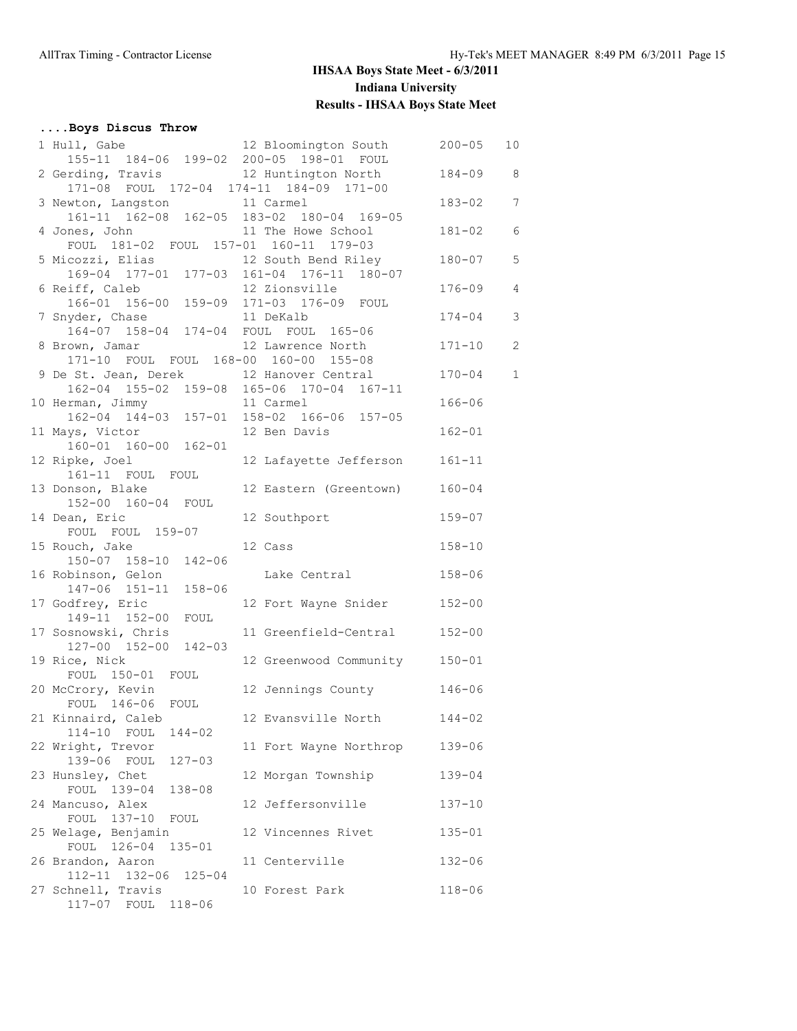# IHSAA Boys State Meet - 6/3/2011

## Indiana University

## Results - IHSAA Boys State Meet

### ....Boys Discus Throw

```
  1 Hull, Gabe                12 Bloomington South       200-05   10
      155-11  184-06  199-02  200-05  198-01  FOUL
  2 Gerding, Travis           12 Huntington North        184-09    8
      171-08  FOUL  172-04  174-11  184-09  171-00
  3 Newton, Langston          11 Carmel                  183-02    7
      161-11  162-08  162-05  183-02  180-04  169-05
  4 Jones, John               11 The Howe School         181-02    6
      FOUL  181-02  FOUL  157-01  160-11  179-03
  5 Micozzi, Elias            12 South Bend Riley        180-07    5
      169-04  177-01  177-03  161-04  176-11  180-07
  6 Reiff, Caleb              12 Zionsville              176-09    4
      166-01  156-00  159-09  171-03  176-09  FOUL
  7 Snyder, Chase             11 DeKalb                  174-04    3
      164-07  158-04  174-04  FOUL  FOUL  165-06
  8 Brown, Jamar              12 Lawrence North          171-10    2
      171-10  FOUL  FOUL  168-00  160-00  155-08
  9 De St. Jean, Derek        12 Hanover Central         170-04    1
      162-04  155-02  159-08  165-06  170-04  167-11
 10 Herman, Jimmy             11 Carmel                  166-06
      162-04  144-03  157-01  158-02  166-06  157-05
 11 Mays, Victor              12 Ben Davis               162-01
      160-01  160-00  162-01
 12 Ripke, Joel               12 Lafayette Jefferson     161-11
      161-11  FOUL  FOUL
 13 Donson, Blake             12 Eastern (Greentown)     160-04
      152-00  160-04  FOUL
 14 Dean, Eric                12 Southport               159-07
      FOUL  FOUL  159-07
 15 Rouch, Jake               12 Cass                    158-10
      150-07  158-10  142-06
 16 Robinson, Gelon              Lake Central            158-06
      147-06  151-11  158-06
 17 Godfrey, Eric             12 Fort Wayne Snider       152-00
      149-11  152-00  FOUL
 17 Sosnowski, Chris          11 Greenfield-Central      152-00
      127-00  152-00  142-03
 19 Rice, Nick                12 Greenwood Community     150-01
      FOUL  150-01  FOUL
 20 McCrory, Kevin            12 Jennings County         146-06
      FOUL  146-06  FOUL
 21 Kinnaird, Caleb           12 Evansville North        144-02
      114-10  FOUL  144-02
 22 Wright, Trevor            11 Fort Wayne Northrop     139-06
      139-06  FOUL  127-03
 23 Hunsley, Chet             12 Morgan Township         139-04
      FOUL  139-04  138-08
 24 Mancuso, Alex             12 Jeffersonville          137-10
      FOUL  137-10  FOUL
 25 Welage, Benjamin          12 Vincennes Rivet         135-01
      FOUL  126-04  135-01
 26 Brandon, Aaron            11 Centerville             132-06
      112-11  132-06  125-04
 27 Schnell, Travis           10 Forest Park             118-06
      117-07  FOUL  118-06
```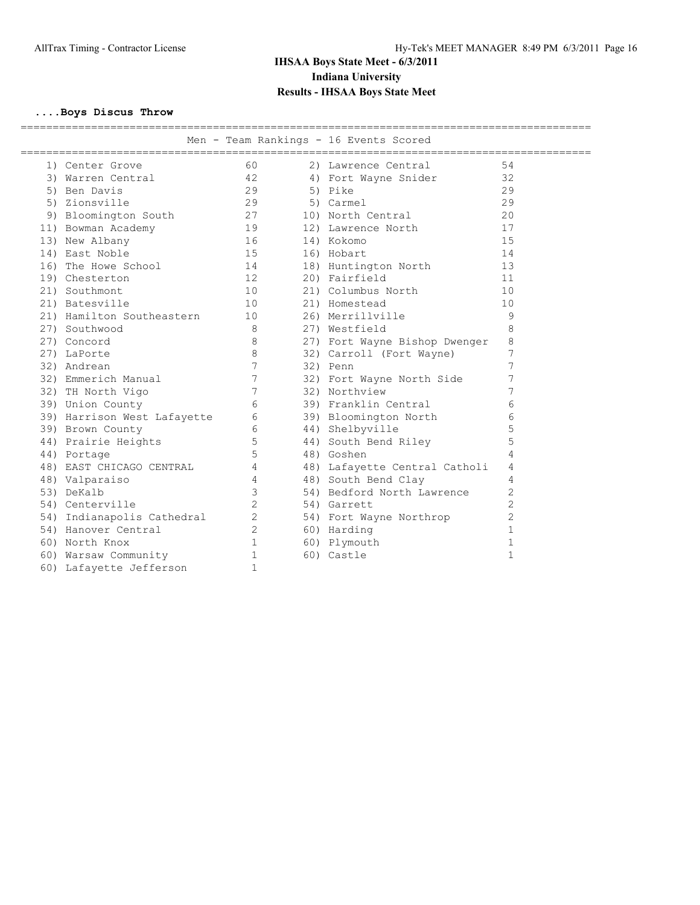# IHSAA Boys State Meet - 6/3/2011
## Indiana University
## Results - IHSAA Boys State Meet

### ....Boys Discus Throw

**Men - Team Rankings - 16 Events Scored**

| | | | |
|---|---|---|---|
| 1) Center Grove | 60 | 2) Lawrence Central | 54 |
| 3) Warren Central | 42 | 4) Fort Wayne Snider | 32 |
| 5) Ben Davis | 29 | 5) Pike | 29 |
| 5) Zionsville | 29 | 5) Carmel | 29 |
| 9) Bloomington South | 27 | 10) North Central | 20 |
| 11) Bowman Academy | 19 | 12) Lawrence North | 17 |
| 13) New Albany | 16 | 14) Kokomo | 15 |
| 14) East Noble | 15 | 16) Hobart | 14 |
| 16) The Howe School | 14 | 18) Huntington North | 13 |
| 19) Chesterton | 12 | 20) Fairfield | 11 |
| 21) Southmont | 10 | 21) Columbus North | 10 |
| 21) Batesville | 10 | 21) Homestead | 10 |
| 21) Hamilton Southeastern | 10 | 26) Merrillville | 9 |
| 27) Southwood | 8 | 27) Westfield | 8 |
| 27) Concord | 8 | 27) Fort Wayne Bishop Dwenger | 8 |
| 27) LaPorte | 8 | 32) Carroll (Fort Wayne) | 7 |
| 32) Andrean | 7 | 32) Penn | 7 |
| 32) Emmerich Manual | 7 | 32) Fort Wayne North Side | 7 |
| 32) TH North Vigo | 7 | 32) Northview | 7 |
| 39) Union County | 6 | 39) Franklin Central | 6 |
| 39) Harrison West Lafayette | 6 | 39) Bloomington North | 6 |
| 39) Brown County | 6 | 44) Shelbyville | 5 |
| 44) Prairie Heights | 5 | 44) South Bend Riley | 5 |
| 44) Portage | 5 | 48) Goshen | 4 |
| 48) EAST CHICAGO CENTRAL | 4 | 48) Lafayette Central Catholi | 4 |
| 48) Valparaiso | 4 | 48) South Bend Clay | 4 |
| 53) DeKalb | 3 | 54) Bedford North Lawrence | 2 |
| 54) Centerville | 2 | 54) Garrett | 2 |
| 54) Indianapolis Cathedral | 2 | 54) Fort Wayne Northrop | 2 |
| 54) Hanover Central | 2 | 60) Harding | 1 |
| 60) North Knox | 1 | 60) Plymouth | 1 |
| 60) Warsaw Community | 1 | 60) Castle | 1 |
| 60) Lafayette Jefferson | 1 | | |